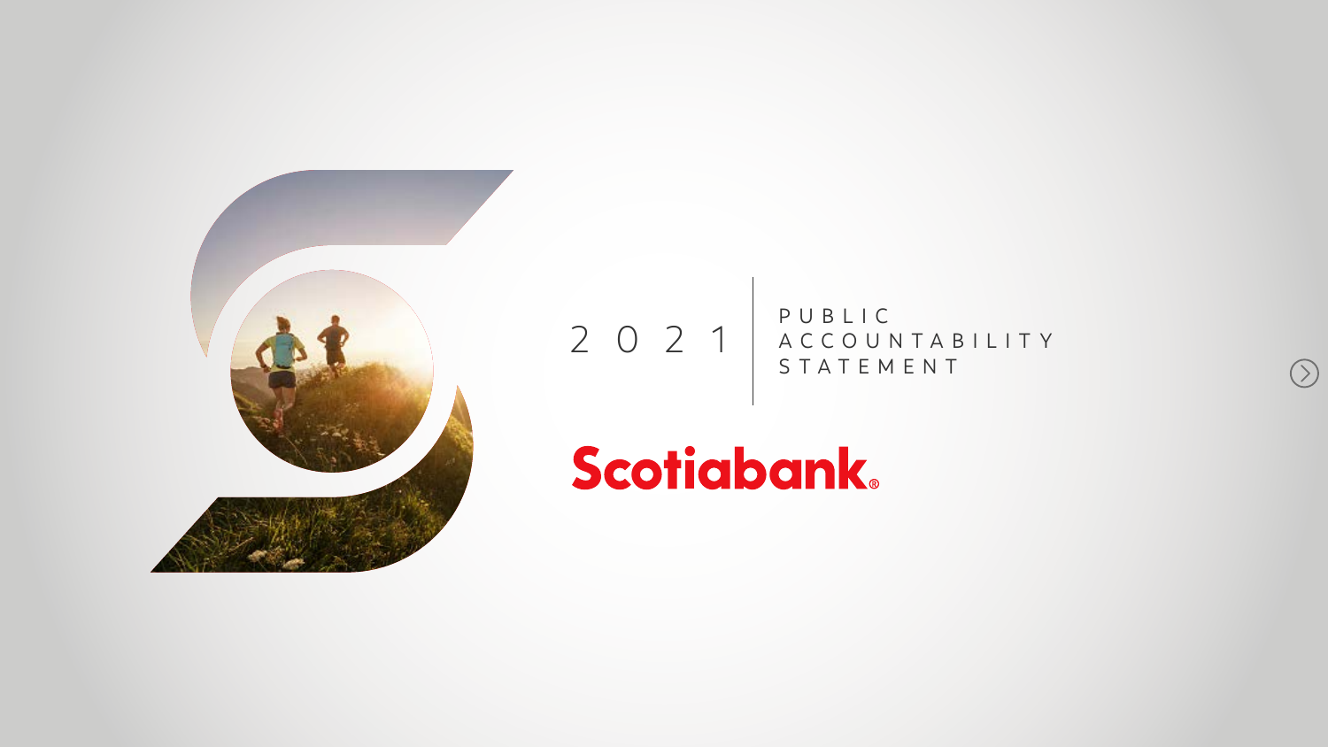# 2021 PUBLIC ACCOUNTABILITY STATEMENT

Scotiabank®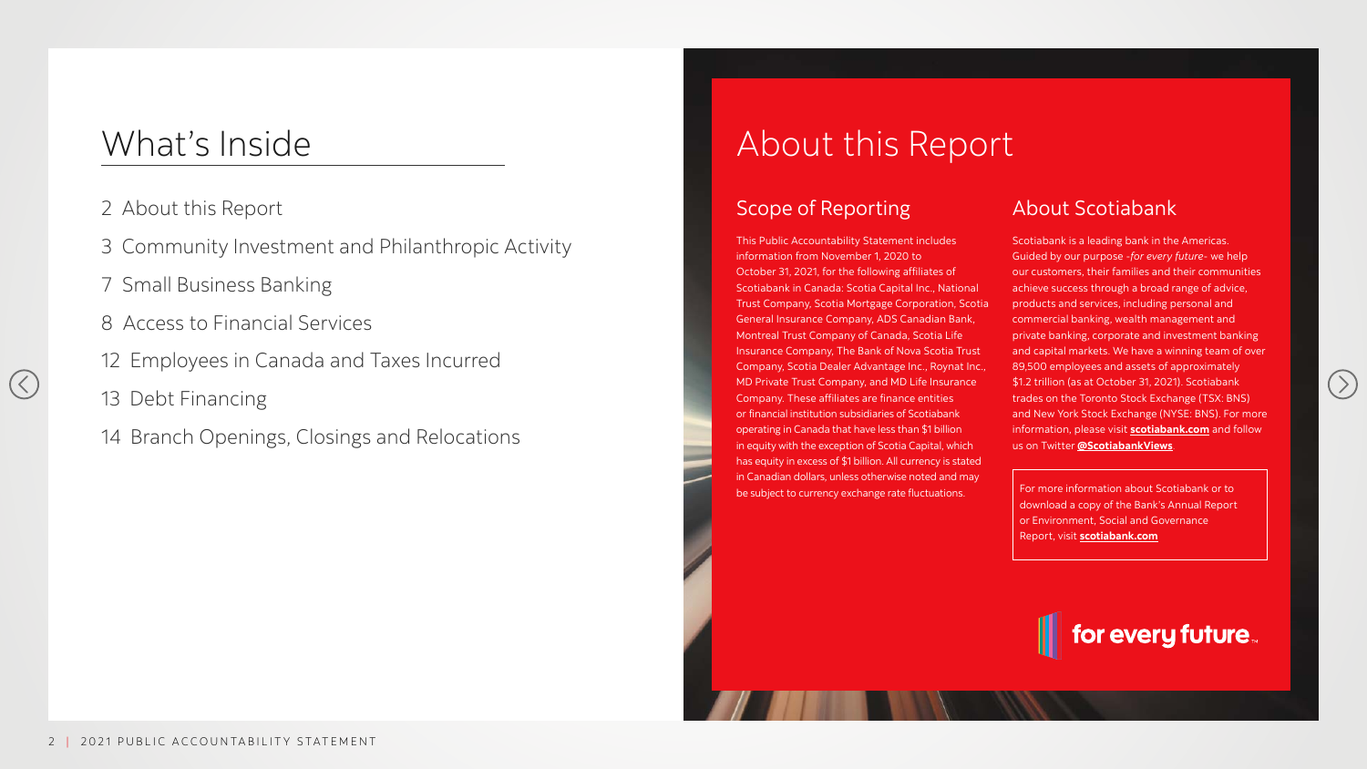# What's Inside

2 About this Report

3 Community Investment and Philanthropic Activity

7 Small Business Banking

8 Access to Financial Services

12 Employees in Canada and Taxes Incurred

13 Debt Financing

14 Branch Openings, Closings and Relocations

# About this Report

## Scope of Reporting

This Public Accountability Statement includes information from November 1, 2020 to October 31, 2021, for the following affiliates of Scotiabank in Canada: Scotia Capital Inc., National Trust Company, Scotia Mortgage Corporation, Scotia General Insurance Company, ADS Canadian Bank, Montreal Trust Company of Canada, Scotia Life Insurance Company, The Bank of Nova Scotia Trust Company, Scotia Dealer Advantage Inc., Roynat Inc., MD Private Trust Company, and MD Life Insurance Company. These affiliates are finance entities or financial institution subsidiaries of Scotiabank operating in Canada that have less than $1 billion in equity with the exception of Scotia Capital, which has equity in excess of $1 billion. All currency is stated in Canadian dollars, unless otherwise noted and may be subject to currency exchange rate fluctuations.

## About Scotiabank

Scotiabank is a leading bank in the Americas. Guided by our purpose *-for every future-* we help our customers, their families and their communities achieve success through a broad range of advice, products and services, including personal and commercial banking, wealth management and private banking, corporate and investment banking and capital markets. We have a winning team of over 89,500 employees and assets of approximately $1.2 trillion (as at October 31, 2021). Scotiabank trades on the Toronto Stock Exchange (TSX: BNS) and New York Stock Exchange (NYSE: BNS). For more information, please visit **scotiabank.com** and follow us on Twitter **@ScotiabankViews**.

For more information about Scotiabank or to download a copy of the Bank's Annual Report or Environment, Social and Governance Report, visit **scotiabank.com**

for every future.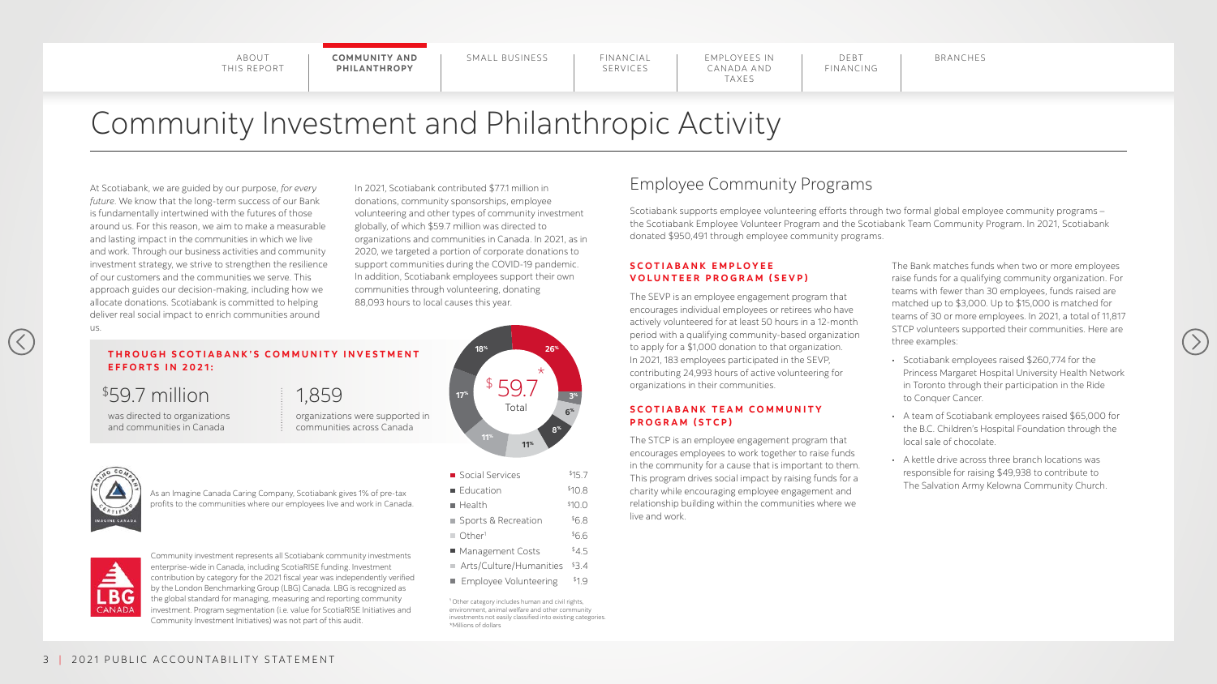# Community Investment and Philanthropic Activity

At Scotiabank, we are guided by our purpose, *for every future*. We know that the long-term success of our Bank is fundamentally intertwined with the futures of those around us. For this reason, we aim to make a measurable and lasting impact in the communities in which we live and work. Through our business activities and community investment strategy, we strive to strengthen the resilience of our customers and the communities we serve. This approach guides our decision-making, including how we allocate donations. Scotiabank is committed to helping deliver real social impact to enrich communities around us.

In 2021, Scotiabank contributed $77.1 million in donations, community sponsorships, employee volunteering and other types of community investment globally, of which $59.7 million was directed to organizations and communities in Canada. In 2021, as in 2020, we targeted a portion of corporate donations to support communities during the COVID-19 pandemic. In addition, Scotiabank employees support their own communities through volunteering, donating 88,093 hours to local causes this year.

**THROUGH SCOTIABANK'S COMMUNITY INVESTMENT EFFORTS IN 2021:**

**$59.7 million** was directed to organizations and communities in Canada

**1,859** organizations were supported in communities across Canada

$59.7* Total

| Category | Amount | Share |
|---|---|---|
| Social Services | $15.7 | 26% |
| Education | $10.8 | 18% |
| Health | $10.0 | 17% |
| Sports & Recreation | $6.8 | 11% |
| Other[1] | $6.6 | 11% |
| Management Costs | $4.5 | 8% |
| Arts/Culture/Humanities | $3.4 | 6% |
| Employee Volunteering | $1.9 | 3% |

[1] Other category includes human and civil rights, environment, animal welfare and other community investments not easily classified into existing categories.
*Millions of dollars

As an Imagine Canada Caring Company, Scotiabank gives 1% of pre-tax profits to the communities where our employees live and work in Canada.

Community investment represents all Scotiabank community investments enterprise-wide in Canada, including ScotiaRISE funding. Investment contribution by category for the 2021 fiscal year was independently verified by the London Benchmarking Group (LBG) Canada. LBG is recognized as the global standard for managing, measuring and reporting community investment. Program segmentation (i.e. value for ScotiaRISE Initiatives and Community Investment Initiatives) was not part of this audit.

## Employee Community Programs

Scotiabank supports employee volunteering efforts through two formal global employee community programs – the Scotiabank Employee Volunteer Program and the Scotiabank Team Community Program. In 2021, Scotiabank donated $950,491 through employee community programs.

### SCOTIABANK EMPLOYEE VOLUNTEER PROGRAM (SEVP)

The SEVP is an employee engagement program that encourages individual employees or retirees who have actively volunteered for at least 50 hours in a 12-month period with a qualifying community-based organization to apply for a $1,000 donation to that organization. In 2021, 183 employees participated in the SEVP, contributing 24,993 hours of active volunteering for organizations in their communities.

### SCOTIABANK TEAM COMMUNITY PROGRAM (STCP)

The STCP is an employee engagement program that encourages employees to work together to raise funds in the community for a cause that is important to them. This program drives social impact by raising funds for a charity while encouraging employee engagement and relationship building within the communities where we live and work.

The Bank matches funds when two or more employees raise funds for a qualifying community organization. For teams with fewer than 30 employees, funds raised are matched up to $3,000. Up to $15,000 is matched for teams of 30 or more employees. In 2021, a total of 11,817 STCP volunteers supported their communities. Here are three examples:

- Scotiabank employees raised $260,774 for the Princess Margaret Hospital University Health Network in Toronto through their participation in the Ride to Conquer Cancer.
- A team of Scotiabank employees raised $65,000 for the B.C. Children's Hospital Foundation through the local sale of chocolate.
- A kettle drive across three branch locations was responsible for raising $49,938 to contribute to The Salvation Army Kelowna Community Church.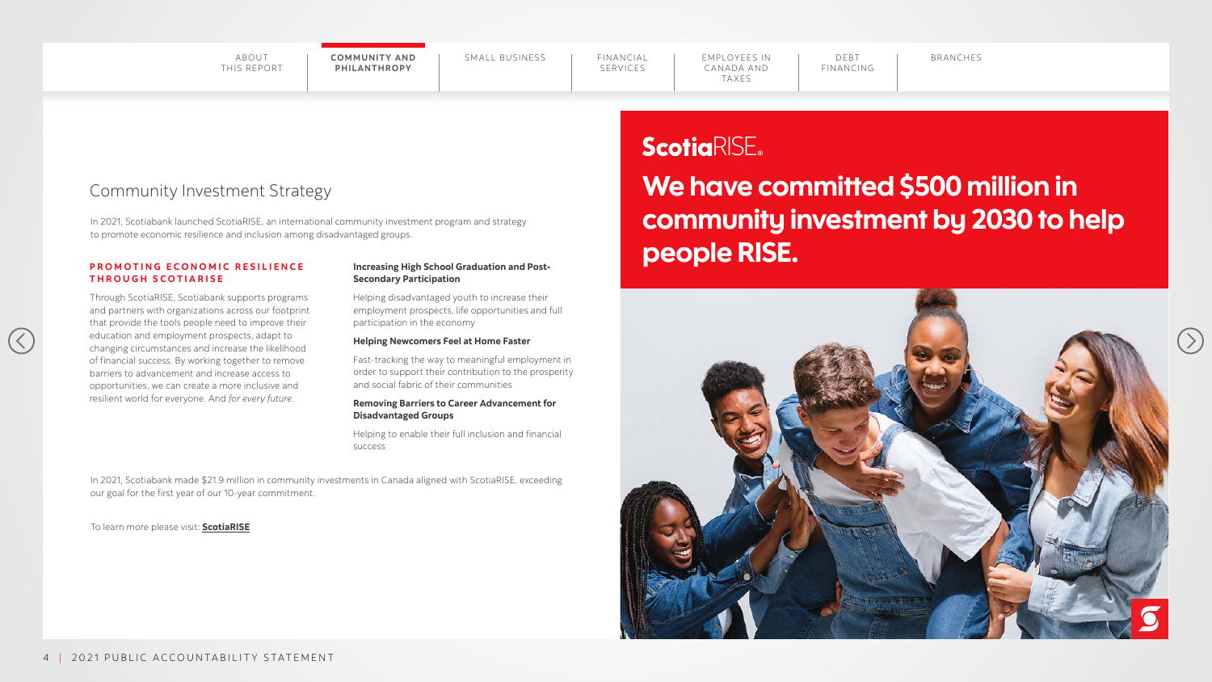## Community Investment Strategy

In 2021, Scotiabank launched ScotiaRISE, an international community investment program and strategy to promote economic resilience and inclusion among disadvantaged groups.

### PROMOTING ECONOMIC RESILIENCE THROUGH SCOTIARISE

Through ScotiaRISE, Scotiabank supports programs and partners with organizations across our footprint that provide the tools people need to improve their education and employment prospects, adapt to changing circumstances and increase the likelihood of financial success. By working together to remove barriers to advancement and increase access to opportunities, we can create a more inclusive and resilient world for everyone. And *for every future*.

**Increasing High School Graduation and Post-Secondary Participation**

Helping disadvantaged youth to increase their employment prospects, life opportunities and full participation in the economy

**Helping Newcomers Feel at Home Faster**

Fast-tracking the way to meaningful employment in order to support their contribution to the prosperity and social fabric of their communities

**Removing Barriers to Career Advancement for Disadvantaged Groups**

Helping to enable their full inclusion and financial success

In 2021, Scotiabank made $21.9 million in community investments in Canada aligned with ScotiaRISE, exceeding our goal for the first year of our 10-year commitment.

To learn more please visit: **ScotiaRISE**

**ScotiaRISE**

**We have committed $500 million in community investment by 2030 to help people RISE.**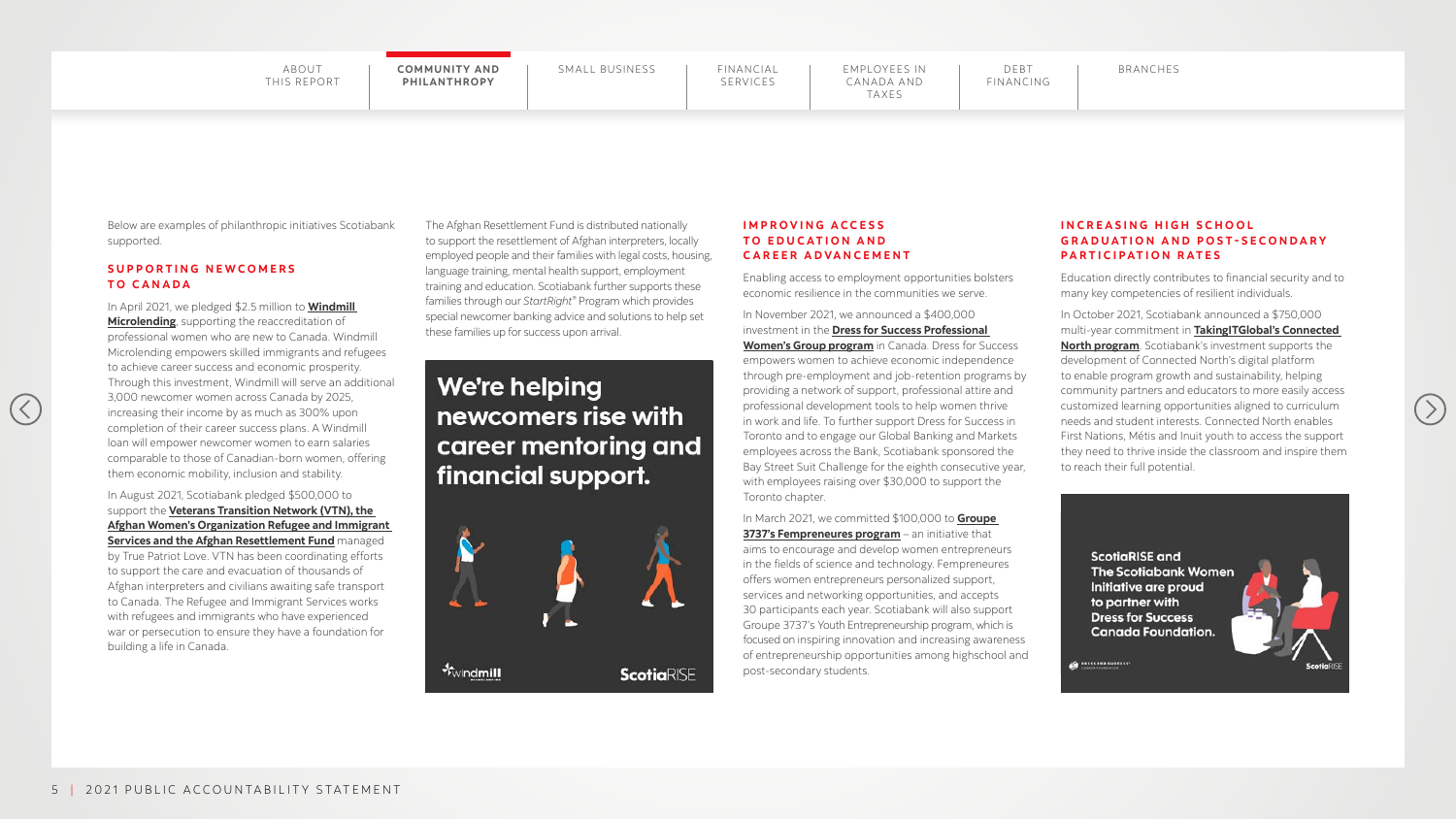Below are examples of philanthropic initiatives Scotiabank supported.

## SUPPORTING NEWCOMERS TO CANADA

In April 2021, we pledged $2.5 million to **Windmill Microlending**, supporting the reaccreditation of professional women who are new to Canada. Windmill Microlending empowers skilled immigrants and refugees to achieve career success and economic prosperity. Through this investment, Windmill will serve an additional 3,000 newcomer women across Canada by 2025, increasing their income by as much as 300% upon completion of their career success plans. A Windmill loan will empower newcomer women to earn salaries comparable to those of Canadian-born women, offering them economic mobility, inclusion and stability.

In August 2021, Scotiabank pledged $500,000 to support the **Veterans Transition Network (VTN), the Afghan Women's Organization Refugee and Immigrant Services and the Afghan Resettlement Fund** managed by True Patriot Love. VTN has been coordinating efforts to support the care and evacuation of thousands of Afghan interpreters and civilians awaiting safe transport to Canada. The Refugee and Immigrant Services works with refugees and immigrants who have experienced war or persecution to ensure they have a foundation for building a life in Canada.

The Afghan Resettlement Fund is distributed nationally to support the resettlement of Afghan interpreters, locally employed people and their families with legal costs, housing, language training, mental health support, employment training and education. Scotiabank further supports these families through our *StartRight*® Program which provides special newcomer banking advice and solutions to help set these families up for success upon arrival.

**We're helping newcomers rise with career mentoring and financial support.**

windmill ScotiaRISE

## IMPROVING ACCESS TO EDUCATION AND CAREER ADVANCEMENT

Enabling access to employment opportunities bolsters economic resilience in the communities we serve.

In November 2021, we announced a $400,000 investment in the **Dress for Success Professional Women's Group program** in Canada. Dress for Success empowers women to achieve economic independence through pre-employment and job-retention programs by providing a network of support, professional attire and professional development tools to help women thrive in work and life. To further support Dress for Success in Toronto and to engage our Global Banking and Markets employees across the Bank, Scotiabank sponsored the Bay Street Suit Challenge for the eighth consecutive year, with employees raising over $30,000 to support the Toronto chapter.

In March 2021, we committed $100,000 to **Groupe 3737's Fempreneures program** – an initiative that aims to encourage and develop women entrepreneurs in the fields of science and technology. Fempreneures offers women entrepreneurs personalized support, services and networking opportunities, and accepts 30 participants each year. Scotiabank will also support Groupe 3737's Youth Entrepreneurship program, which is focused on inspiring innovation and increasing awareness of entrepreneurship opportunities among highschool and post-secondary students.

## INCREASING HIGH SCHOOL GRADUATION AND POST-SECONDARY PARTICIPATION RATES

Education directly contributes to financial security and to many key competencies of resilient individuals.

In October 2021, Scotiabank announced a $750,000 multi-year commitment in **TakingITGlobal's Connected North program**. Scotiabank's investment supports the development of Connected North's digital platform to enable program growth and sustainability, helping community partners and educators to more easily access customized learning opportunities aligned to curriculum needs and student interests. Connected North enables First Nations, Métis and Inuit youth to access the support they need to thrive inside the classroom and inspire them to reach their full potential.

**ScotiaRISE and The Scotiabank Women Initiative are proud to partner with Dress for Success Canada Foundation.**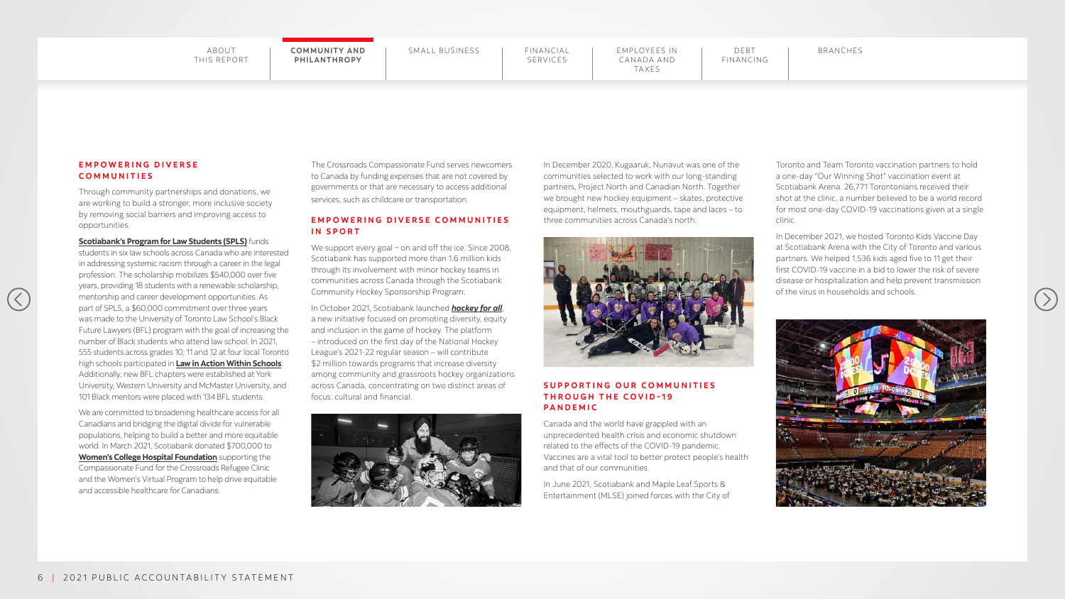## EMPOWERING DIVERSE COMMUNITIES

Through community partnerships and donations, we are working to build a stronger, more inclusive society by removing social barriers and improving access to opportunities.

**Scotiabank's Program for Law Students (SPLS)** funds students in six law schools across Canada who are interested in addressing systemic racism through a career in the legal profession. The scholarship mobilizes $540,000 over five years, providing 18 students with a renewable scholarship, mentorship and career development opportunities. As part of SPLS, a $60,000 commitment over three years was made to the University of Toronto Law School's Black Future Lawyers (BFL) program with the goal of increasing the number of Black students who attend law school. In 2021, 555 students across grades 10, 11 and 12 at four local Toronto high schools participated in **Law in Action Within Schools**. Additionally, new BFL chapters were established at York University, Western University and McMaster University, and 101 Black mentors were placed with 134 BFL students.

We are committed to broadening healthcare access for all Canadians and bridging the digital divide for vulnerable populations, helping to build a better and more equitable world. In March 2021, Scotiabank donated $700,000 to **Women's College Hospital Foundation** supporting the Compassionate Fund for the Crossroads Refugee Clinic and the Women's Virtual Program to help drive equitable and accessible healthcare for Canadians.

The Crossroads Compassionate Fund serves newcomers to Canada by funding expenses that are not covered by governments or that are necessary to access additional services, such as childcare or transportation.

## EMPOWERING DIVERSE COMMUNITIES IN SPORT

We support every goal – on and off the ice. Since 2008, Scotiabank has supported more than 1.6 million kids through its involvement with minor hockey teams in communities across Canada through the Scotiabank Community Hockey Sponsorship Program.

In October 2021, Scotiabank launched ***hockey for all***, a new initiative focused on promoting diversity, equity and inclusion in the game of hockey. The platform – introduced on the first day of the National Hockey League's 2021-22 regular season – will contribute $2 million towards programs that increase diversity among community and grassroots hockey organizations across Canada, concentrating on two distinct areas of focus: cultural and financial.

In December 2020, Kugaaruk, Nunavut was one of the communities selected to work with our long-standing partners, Project North and Canadian North. Together we brought new hockey equipment – skates, protective equipment, helmets, mouthguards, tape and laces – to three communities across Canada's north.

## SUPPORTING OUR COMMUNITIES THROUGH THE COVID-19 PANDEMIC

Canada and the world have grappled with an unprecedented health crisis and economic shutdown related to the effects of the COVID-19 pandemic. Vaccines are a vital tool to better protect people's health and that of our communities.

In June 2021, Scotiabank and Maple Leaf Sports & Entertainment (MLSE) joined forces with the City of Toronto and Team Toronto vaccination partners to hold a one-day "Our Winning Shot" vaccination event at Scotiabank Arena. 26,771 Torontonians received their shot at the clinic, a number believed to be a world record for most one-day COVID-19 vaccinations given at a single clinic.

In December 2021, we hosted Toronto Kids Vaccine Day at Scotiabank Arena with the City of Toronto and various partners. We helped 1,536 kids aged five to 11 get their first COVID-19 vaccine in a bid to lower the risk of severe disease or hospitalization and help prevent transmission of the virus in households and schools.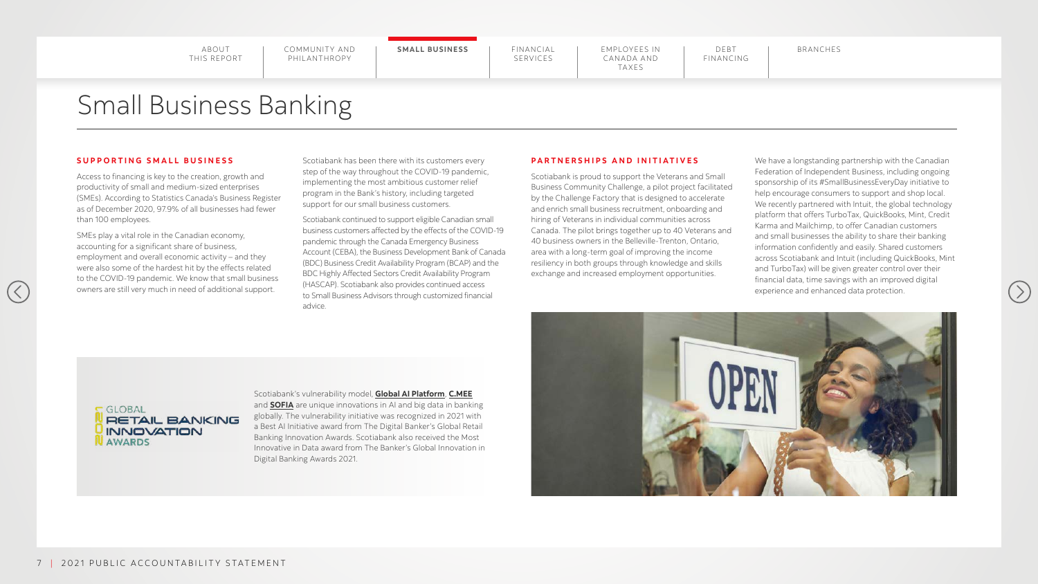# Small Business Banking

## SUPPORTING SMALL BUSINESS

Access to financing is key to the creation, growth and productivity of small and medium-sized enterprises (SMEs). According to Statistics Canada's Business Register as of December 2020, 97.9% of all businesses had fewer than 100 employees.

SMEs play a vital role in the Canadian economy, accounting for a significant share of business, employment and overall economic activity – and they were also some of the hardest hit by the effects related to the COVID-19 pandemic. We know that small business owners are still very much in need of additional support.

Scotiabank has been there with its customers every step of the way throughout the COVID-19 pandemic, implementing the most ambitious customer relief program in the Bank's history, including targeted support for our small business customers.

Scotiabank continued to support eligible Canadian small business customers affected by the effects of the COVID-19 pandemic through the Canada Emergency Business Account (CEBA), the Business Development Bank of Canada (BDC) Business Credit Availability Program (BCAP) and the BDC Highly Affected Sectors Credit Availability Program (HASCAP). Scotiabank also provides continued access to Small Business Advisors through customized financial advice.

GLOBAL RETAIL BANKING INNOVATION AWARDS 2021

Scotiabank's vulnerability model, **Global AI Platform**, **C.MEE** and **SOFIA** are unique innovations in AI and big data in banking globally. The vulnerability initiative was recognized in 2021 with a Best AI Initiative award from The Digital Banker's Global Retail Banking Innovation Awards. Scotiabank also received the Most Innovative in Data award from The Banker's Global Innovation in Digital Banking Awards 2021.

## PARTNERSHIPS AND INITIATIVES

Scotiabank is proud to support the Veterans and Small Business Community Challenge, a pilot project facilitated by the Challenge Factory that is designed to accelerate and enrich small business recruitment, onboarding and hiring of Veterans in individual communities across Canada. The pilot brings together up to 40 Veterans and 40 business owners in the Belleville-Trenton, Ontario, area with a long-term goal of improving the income resiliency in both groups through knowledge and skills exchange and increased employment opportunities.

We have a longstanding partnership with the Canadian Federation of Independent Business, including ongoing sponsorship of its #SmallBusinessEveryDay initiative to help encourage consumers to support and shop local. We recently partnered with Intuit, the global technology platform that offers TurboTax, QuickBooks, Mint, Credit Karma and Mailchimp, to offer Canadian customers and small businesses the ability to share their banking information confidently and easily. Shared customers across Scotiabank and Intuit (including QuickBooks, Mint and TurboTax) will be given greater control over their financial data, time savings with an improved digital experience and enhanced data protection.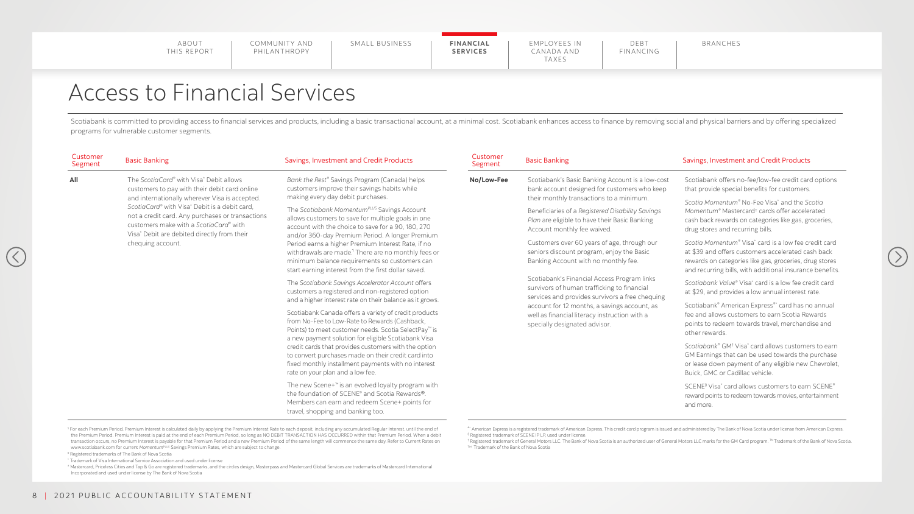# Access to Financial Services

Scotiabank is committed to providing access to financial services and products, including a basic transactional account, at a minimal cost. Scotiabank enhances access to finance by removing social and physical barriers and by offering specialized programs for vulnerable customer segments.

| Customer Segment | Basic Banking | Savings, Investment and Credit Products |
|---|---|---|
| **All** | The *ScotiaCard*® with Visa* Debit allows customers to pay with their debit card online and internationally wherever Visa is accepted. *ScotiaCard*® with Visa* Debit is a debit card, not a credit card. Any purchases or transactions customers make with a *ScotiaCard*® with Visa* Debit are debited directly from their chequing account. | *Bank the Rest*® Savings Program (Canada) helps customers improve their savings habits while making every day debit purchases.<br><br>The *Scotiabank Momentum*PLUS Savings Account allows customers to save for multiple goals in one account with the choice to save for a 90, 180, 270 and/or 360-day Premium Period. A longer Premium Period earns a higher Premium Interest Rate, if no withdrawals are made.[1] There are no monthly fees or minimum balance requirements so customers can start earning interest from the first dollar saved.<br><br>The *Scotiabank Savings Accelerator Account* offers customers a registered and non-registered option and a higher interest rate on their balance as it grows.<br><br>Scotiabank Canada offers a variety of credit products from No-Fee to Low-Rate to Rewards (Cashback, Points) to meet customer needs. Scotia SelectPay™ is a new payment solution for eligible Scotiabank Visa credit cards that provides customers with the option to convert purchases made on their credit card into fixed monthly installment payments with no interest rate on your plan and a low fee.<br><br>The new Scene+™ is an evolved loyalty program with the foundation of SCENE® and Scotia Rewards®. Members can earn and redeem Scene+ points for travel, shopping and banking too. |
| **No/Low-Fee** | Scotiabank's Basic Banking Account is a low-cost bank account designed for customers who keep their monthly transactions to a minimum.<br><br>Beneficiaries of a *Registered Disability Savings Plan* are eligible to have their Basic Banking Account monthly fee waived.<br><br>Customers over 60 years of age, through our seniors discount program, enjoy the Basic Banking Account with no monthly fee.<br><br>Scotiabank's Financial Access Program links survivors of human trafficking to financial services and provides survivors a free chequing account for 12 months, a savings account, as well as financial literacy instruction with a specially designated advisor. | Scotiabank offers no-fee/low-fee credit card options that provide special benefits for customers.<br><br>*Scotia Momentum*® No-Fee Visa* and the *Scotia Momentum*® Mastercard‡ cards offer accelerated cash back rewards on categories like gas, groceries, drug stores and recurring bills.<br><br>*Scotia Momentum*® Visa* card is a low fee credit card at $39 and offers customers accelerated cash back rewards on categories like gas, groceries, drug stores and recurring bills, with additional insurance benefits.<br><br>*Scotiabank Value*® Visa* card is a low fee credit card at $29, and provides a low annual interest rate.<br><br>Scotiabank® American Express®* card has no annual fee and allows customers to earn Scotia Rewards points to redeem towards travel, merchandise and other rewards.<br><br>*Scotiabank*® GM† Visa* card allows customers to earn GM Earnings that can be used towards the purchase or lease down payment of any eligible new Chevrolet, Buick, GMC or Cadillac vehicle.<br><br>SCENE◊ Visa* card allows customers to earn SCENE® reward points to redeem towards movies, entertainment and more. |

[1] For each Premium Period, Premium Interest is calculated daily by applying the Premium Interest Rate to each deposit, including any accumulated Regular Interest, until the end of the Premium Period. Premium Interest is paid at the end of each Premium Period, so long as NO DEBIT TRANSACTION HAS OCCURRED within that Premium Period. When a debit transaction occurs, no Premium Interest is payable for that Premium Period and a new Premium Period of the same length will commence the same day. Refer to Current Rates on www.scotiabank.com for current *Momentum*PLUS Savings Premium Rates, which are subject to change.

® Registered trademarks of The Bank of Nova Scotia

\* Trademark of Visa International Service Association and used under license

‡ Mastercard, Priceless Cities and Tap & Go are registered trademarks, and the circles design, Masterpass and Mastercard Global Services are trademarks of Mastercard International Incorporated and used under license by The Bank of Nova Scotia

®* American Express is a registered trademark of American Express. This credit card program is issued and administered by The Bank of Nova Scotia under license from American Express.

◊ Registered trademark of SCENE IP LP, used under license.

† Registered trademark of General Motors LLC. The Bank of Nova Scotia is an authorized user of General Motors LLC marks for the GM Card program. ™ Trademark of the Bank of Nova Scotia.

™ Trademark of the Bank of Nova Scotia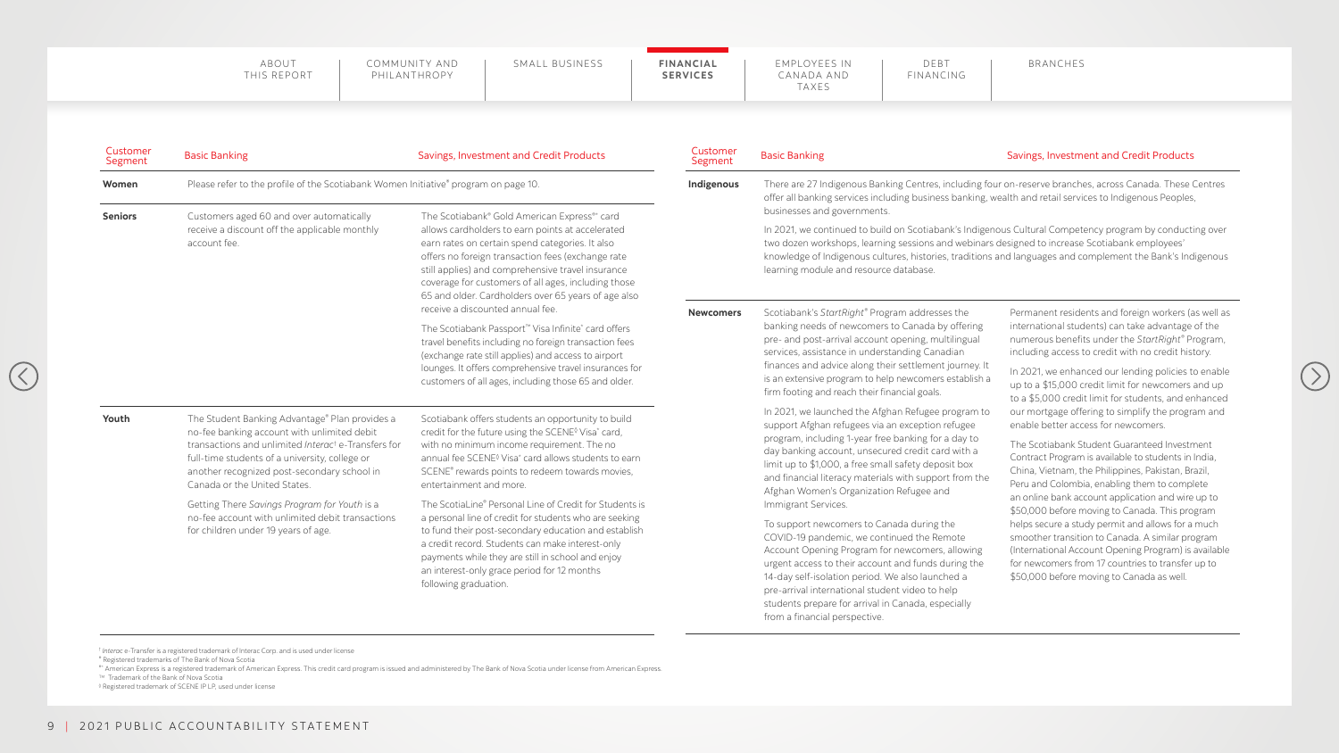| Customer Segment | Basic Banking | Savings, Investment and Credit Products |
|---|---|---|
| **Women** | Please refer to the profile of the Scotiabank Women Initiative® program on page 10. | |
| **Seniors** | Customers aged 60 and over automatically receive a discount off the applicable monthly account fee. | The Scotiabank® Gold American Express®* card allows cardholders to earn points at accelerated earn rates on certain spend categories. It also offers no foreign transaction fees (exchange rate still applies) and comprehensive travel insurance coverage for customers of all ages, including those 65 and older. Cardholders over 65 years of age also receive a discounted annual fee.<br><br>The Scotiabank Passport™ Visa Infinite* card offers travel benefits including no foreign transaction fees (exchange rate still applies) and access to airport lounges. It offers comprehensive travel insurances for customers of all ages, including those 65 and older. |
| **Youth** | The Student Banking Advantage® Plan provides a no-fee banking account with unlimited debit transactions and unlimited *Interac*[1] e-Transfers for full-time students of a university, college or another recognized post-secondary school in Canada or the United States.<br><br>Getting There *Savings Program for Youth* is a no-fee account with unlimited debit transactions for children under 19 years of age. | Scotiabank offers students an opportunity to build credit for the future using the SCENE‡ Visa* card, with no minimum income requirement. The no annual fee SCENE‡ Visa* card allows students to earn SCENE® rewards points to redeem towards movies, entertainment and more.<br><br>The ScotiaLine® Personal Line of Credit for Students is a personal line of credit for students who are seeking to fund their post-secondary education and establish a credit record. Students can make interest-only payments while they are still in school and enjoy an interest-only grace period for 12 months following graduation. |

| Customer Segment | Basic Banking | Savings, Investment and Credit Products |
|---|---|---|
| **Indigenous** | There are 27 Indigenous Banking Centres, including four on-reserve branches, across Canada. These Centres offer all banking services including business banking, wealth and retail services to Indigenous Peoples, businesses and governments.<br><br>In 2021, we continued to build on Scotiabank's Indigenous Cultural Competency program by conducting over two dozen workshops, learning sessions and webinars designed to increase Scotiabank employees' knowledge of Indigenous cultures, histories, traditions and languages and complement the Bank's Indigenous learning module and resource database. | |
| **Newcomers** | Scotiabank's *StartRight*® Program addresses the banking needs of newcomers to Canada by offering pre- and post-arrival account opening, multilingual services, assistance in understanding Canadian finances and advice along their settlement journey. It is an extensive program to help newcomers establish a firm footing and reach their financial goals.<br><br>In 2021, we launched the Afghan Refugee program to support Afghan refugees via an exception refugee program, including 1-year free banking for a day to day banking account, unsecured credit card with a limit up to $1,000, a free small safety deposit box and financial literacy materials with support from the Afghan Women's Organization Refugee and Immigrant Services.<br><br>To support newcomers to Canada during the COVID-19 pandemic, we continued the Remote Account Opening Program for newcomers, allowing urgent access to their account and funds during the 14-day self-isolation period. We also launched a pre-arrival international student video to help students prepare for arrival in Canada, especially from a financial perspective. | Permanent residents and foreign workers (as well as international students) can take advantage of the numerous benefits under the *StartRight*® Program, including access to credit with no credit history.<br><br>In 2021, we enhanced our lending policies to enable up to a $15,000 credit limit for newcomers and up to a $5,000 credit limit for students, and enhanced our mortgage offering to simplify the program and enable better access for newcomers.<br><br>The Scotiabank Student Guaranteed Investment Contract Program is available to students in India, China, Vietnam, the Philippines, Pakistan, Brazil, Peru and Colombia, enabling them to complete an online bank account application and wire up to $50,000 before moving to Canada. This program helps secure a study permit and allows for a much smoother transition to Canada. A similar program (International Account Opening Program) is available for newcomers from 17 countries to transfer up to $50,000 before moving to Canada as well. |

[1] *Interac* e-Transfer is a registered trademark of Interac Corp. and is used under license

® Registered trademarks of The Bank of Nova Scotia

®* American Express is a registered trademark of American Express. This credit card program is issued and administered by The Bank of Nova Scotia under license from American Express.

™ Trademark of the Bank of Nova Scotia

‡ Registered trademark of SCENE IP LP, used under license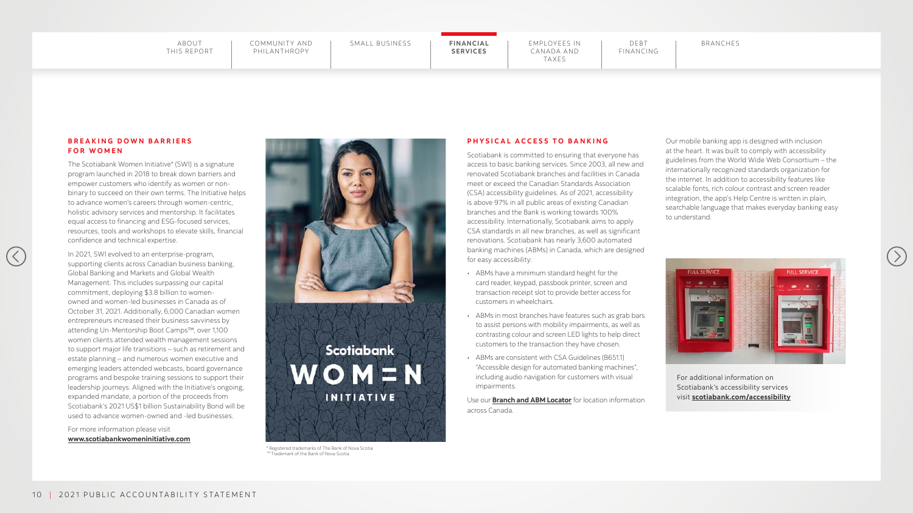## BREAKING DOWN BARRIERS FOR WOMEN

The Scotiabank Women Initiative® (SWI) is a signature program launched in 2018 to break down barriers and empower customers who identify as women or non-binary to succeed on their own terms. The Initiative helps to advance women's careers through women-centric, holistic advisory services and mentorship. It facilitates equal access to financing and ESG-focused services, resources, tools and workshops to elevate skills, financial confidence and technical expertise.

In 2021, SWI evolved to an enterprise-program, supporting clients across Canadian business banking, Global Banking and Markets and Global Wealth Management. This includes surpassing our capital commitment, deploying $3.8 billion to women-owned and women-led businesses in Canada as of October 31, 2021. Additionally, 6,000 Canadian women entrepreneurs increased their business savviness by attending Un-Mentorship Boot Camps™, over 1,100 women clients attended wealth management sessions to support major life transitions – such as retirement and estate planning – and numerous women executive and emerging leaders attended webcasts, board governance programs and bespoke training sessions to support their leadership journeys. Aligned with the Initiative's ongoing, expanded mandate, a portion of the proceeds from Scotiabank's 2021 US$1 billion Sustainability Bond will be used to advance women-owned and -led businesses.

For more information please visit **www.scotiabankwomeninitiative.com**

® Registered trademarks of The Bank of Nova Scotia
™ Trademark of the Bank of Nova Scotia

## PHYSICAL ACCESS TO BANKING

Scotiabank is committed to ensuring that everyone has access to basic banking services. Since 2003, all new and renovated Scotiabank branches and facilities in Canada meet or exceed the Canadian Standards Association (CSA) accessibility guidelines. As of 2021, accessibility is above 97% in all public areas of existing Canadian branches and the Bank is working towards 100% accessibility. Internationally, Scotiabank aims to apply CSA standards in all new branches, as well as significant renovations. Scotiabank has nearly 3,600 automated banking machines (ABMs) in Canada, which are designed for easy accessibility:

- ABMs have a minimum standard height for the card reader, keypad, passbook printer, screen and transaction receipt slot to provide better access for customers in wheelchairs.
- ABMs in most branches have features such as grab bars to assist persons with mobility impairments, as well as contrasting colour and screen LED lights to help direct customers to the transaction they have chosen.
- ABMs are consistent with CSA Guidelines (B651.1) "Accessible design for automated banking machines", including audio navigation for customers with visual impairments.

Use our **Branch and ABM Locator** for location information across Canada.

Our mobile banking app is designed with inclusion at the heart. It was built to comply with accessibility guidelines from the World Wide Web Consortium – the internationally recognized standards organization for the internet. In addition to accessibility features like scalable fonts, rich colour contrast and screen reader integration, the app's Help Centre is written in plain, searchable language that makes everyday banking easy to understand.

For additional information on Scotiabank's accessibility services visit **scotiabank.com/accessibility**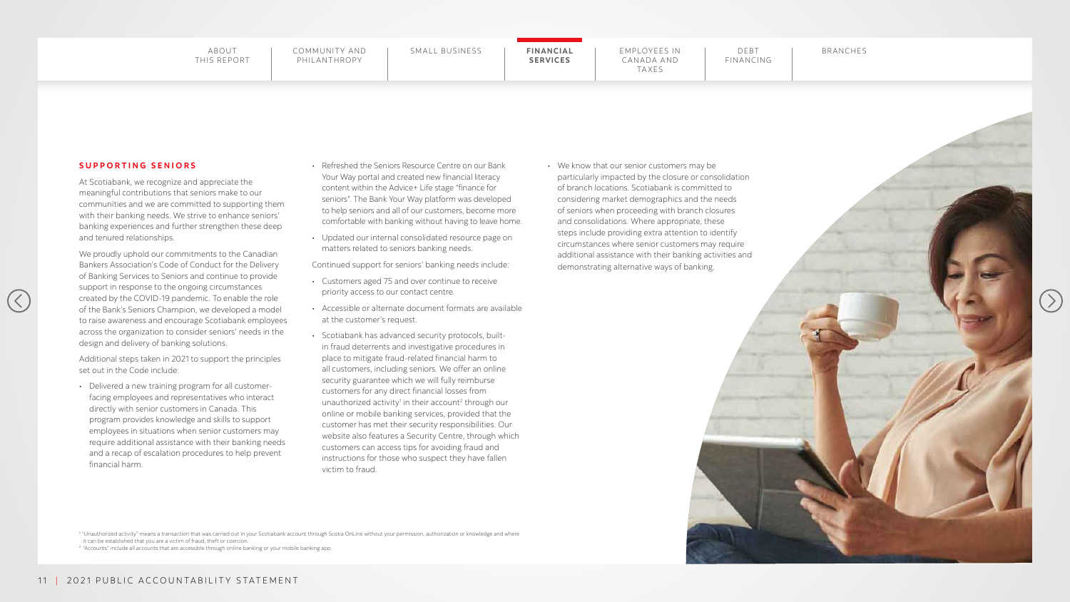## SUPPORTING SENIORS

At Scotiabank, we recognize and appreciate the meaningful contributions that seniors make to our communities and we are committed to supporting them with their banking needs. We strive to enhance seniors' banking experiences and further strengthen these deep and tenured relationships.

We proudly uphold our commitments to the Canadian Bankers Association's Code of Conduct for the Delivery of Banking Services to Seniors and continue to provide support in response to the ongoing circumstances created by the COVID-19 pandemic. To enable the role of the Bank's Seniors Champion, we developed a model to raise awareness and encourage Scotiabank employees across the organization to consider seniors' needs in the design and delivery of banking solutions.

Additional steps taken in 2021 to support the principles set out in the Code include:

- Delivered a new training program for all customer-facing employees and representatives who interact directly with senior customers in Canada. This program provides knowledge and skills to support employees in situations when senior customers may require additional assistance with their banking needs and a recap of escalation procedures to help prevent financial harm.
- Refreshed the Seniors Resource Centre on our Bank Your Way portal and created new financial literacy content within the Advice+ Life stage "finance for seniors". The Bank Your Way platform was developed to help seniors and all of our customers, become more comfortable with banking without having to leave home.
- Updated our internal consolidated resource page on matters related to seniors banking needs.

Continued support for seniors' banking needs include:

- Customers aged 75 and over continue to receive priority access to our contact centre.
- Accessible or alternate document formats are available at the customer's request.
- Scotiabank has advanced security protocols, built-in fraud deterrents and investigative procedures in place to mitigate fraud-related financial harm to all customers, including seniors. We offer an online security guarantee which we will fully reimburse customers for any direct financial losses from unauthorized activity[1] in their account[2] through our online or mobile banking services, provided that the customer has met their security responsibilities. Our website also features a Security Centre, through which customers can access tips for avoiding fraud and instructions for those who suspect they have fallen victim to fraud.
- We know that our senior customers may be particularly impacted by the closure or consolidation of branch locations. Scotiabank is committed to considering market demographics and the needs of seniors when proceeding with branch closures and consolidations. Where appropriate, these steps include providing extra attention to identify circumstances where senior customers may require additional assistance with their banking activities and demonstrating alternative ways of banking.

[1] "Unauthorized activity" means a transaction that was carried out in your Scotiabank account through Scotia OnLine without your permission, authorization or knowledge and where it can be established that you are a victim of fraud, theft or coercion.

[2] "Accounts" include all accounts that are accessible through online banking or your mobile banking app.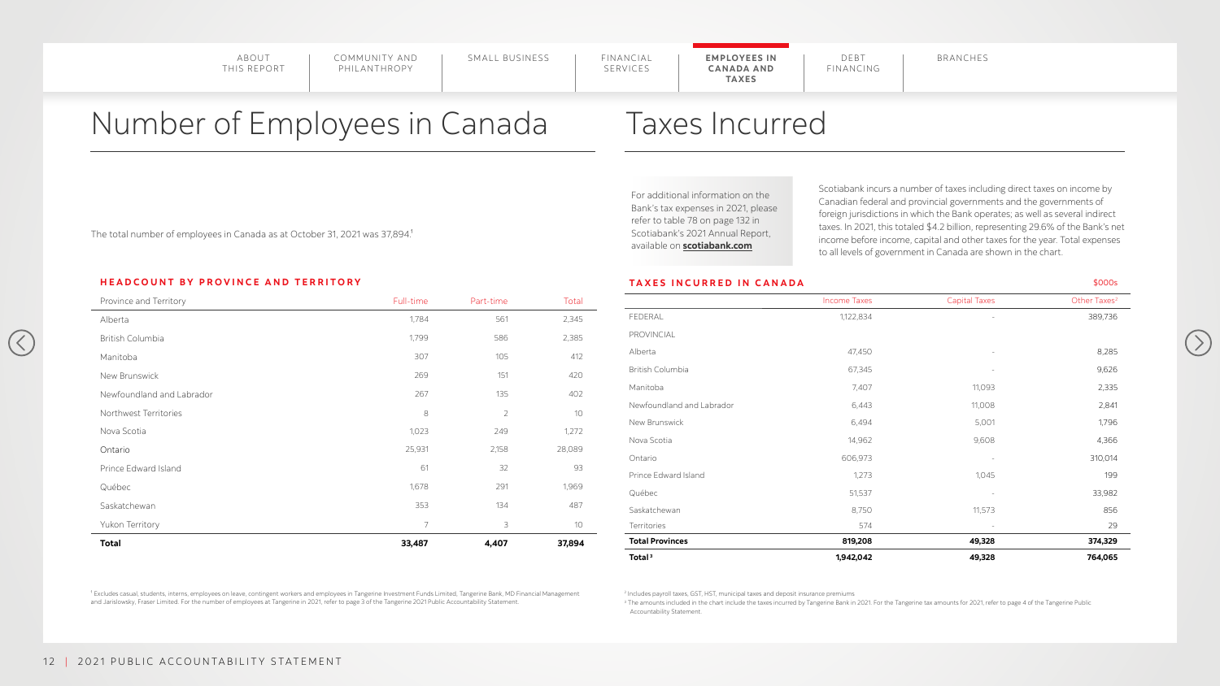# Number of Employees in Canada

The total number of employees in Canada as at October 31, 2021 was 37,894.[1]

### HEADCOUNT BY PROVINCE AND TERRITORY

| Province and Territory | Full-time | Part-time | Total |
|---|---|---|---|
| Alberta | 1,784 | 561 | 2,345 |
| British Columbia | 1,799 | 586 | 2,385 |
| Manitoba | 307 | 105 | 412 |
| New Brunswick | 269 | 151 | 420 |
| Newfoundland and Labrador | 267 | 135 | 402 |
| Northwest Territories | 8 | 2 | 10 |
| Nova Scotia | 1,023 | 249 | 1,272 |
| Ontario | 25,931 | 2,158 | 28,089 |
| Prince Edward Island | 61 | 32 | 93 |
| Québec | 1,678 | 291 | 1,969 |
| Saskatchewan | 353 | 134 | 487 |
| Yukon Territory | 7 | 3 | 10 |
| **Total** | **33,487** | **4,407** | **37,894** |

[1] Excludes casual, students, interns, employees on leave, contingent workers and employees in Tangerine Investment Funds Limited, Tangerine Bank, MD Financial Management and Jarislowsky, Fraser Limited. For the number of employees at Tangerine in 2021, refer to page 3 of the Tangerine 2021 Public Accountability Statement.

# Taxes Incurred

For additional information on the Bank's tax expenses in 2021, please refer to table 78 on page 132 in Scotiabank's 2021 Annual Report, available on **scotiabank.com**

Scotiabank incurs a number of taxes including direct taxes on income by Canadian federal and provincial governments and the governments of foreign jurisdictions in which the Bank operates; as well as several indirect taxes. In 2021, this totaled $4.2 billion, representing 29.6% of the Bank's net income before income, capital and other taxes for the year. Total expenses to all levels of government in Canada are shown in the chart.

### TAXES INCURRED IN CANADA

$000s

| | Income Taxes | Capital Taxes | Other Taxes[2] |
|---|---|---|---|
| FEDERAL | 1,122,834 | - | 389,736 |
| PROVINCIAL | | | |
| Alberta | 47,450 | - | 8,285 |
| British Columbia | 67,345 | - | 9,626 |
| Manitoba | 7,407 | 11,093 | 2,335 |
| Newfoundland and Labrador | 6,443 | 11,008 | 2,841 |
| New Brunswick | 6,494 | 5,001 | 1,796 |
| Nova Scotia | 14,962 | 9,608 | 4,366 |
| Ontario | 606,973 | - | 310,014 |
| Prince Edward Island | 1,273 | 1,045 | 199 |
| Québec | 51,537 | - | 33,982 |
| Saskatchewan | 8,750 | 11,573 | 856 |
| Territories | 574 | - | 29 |
| **Total Provinces** | **819,208** | **49,328** | **374,329** |
| **Total[3]** | **1,942,042** | **49,328** | **764,065** |

[2] Includes payroll taxes, GST, HST, municipal taxes and deposit insurance premiums

[3] The amounts included in the chart include the taxes incurred by Tangerine Bank in 2021. For the Tangerine tax amounts for 2021, refer to page 4 of the Tangerine Public Accountability Statement.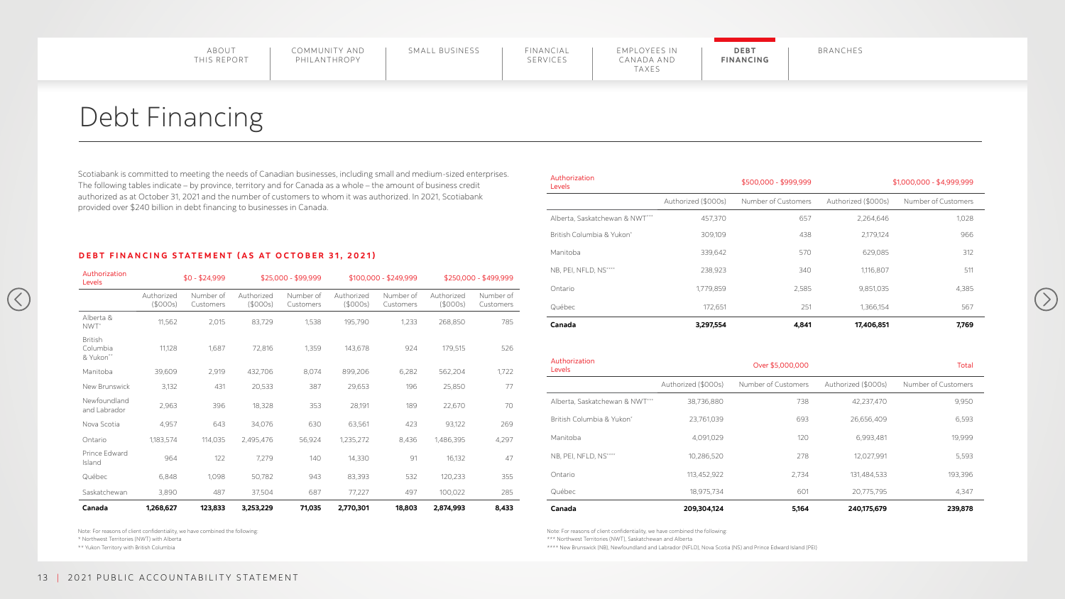# Debt Financing

Scotiabank is committed to meeting the needs of Canadian businesses, including small and medium-sized enterprises. The following tables indicate – by province, territory and for Canada as a whole – the amount of business credit authorized as at October 31, 2021 and the number of customers to whom it was authorized. In 2021, Scotiabank provided over $240 billion in debt financing to businesses in Canada.

### DEBT FINANCING STATEMENT (AS AT OCTOBER 31, 2021)

| Authorization Levels | $0 - $24,999 | | $25,000 - $99,999 | | $100,000 - $249,999 | | $250,000 - $499,999 | |
|---|---|---|---|---|---|---|---|---|
| | Authorized ($000s) | Number of Customers | Authorized ($000s) | Number of Customers | Authorized ($000s) | Number of Customers | Authorized ($000s) | Number of Customers |
| Alberta & NWT* | 11,562 | 2,015 | 83,729 | 1,538 | 195,790 | 1,233 | 268,850 | 785 |
| British Columbia & Yukon** | 11,128 | 1,687 | 72,816 | 1,359 | 143,678 | 924 | 179,515 | 526 |
| Manitoba | 39,609 | 2,919 | 432,706 | 8,074 | 899,206 | 6,282 | 562,204 | 1,722 |
| New Brunswick | 3,132 | 431 | 20,533 | 387 | 29,653 | 196 | 25,850 | 77 |
| Newfoundland and Labrador | 2,963 | 396 | 18,328 | 353 | 28,191 | 189 | 22,670 | 70 |
| Nova Scotia | 4,957 | 643 | 34,076 | 630 | 63,561 | 423 | 93,122 | 269 |
| Ontario | 1,183,574 | 114,035 | 2,495,476 | 56,924 | 1,235,272 | 8,436 | 1,486,395 | 4,297 |
| Prince Edward Island | 964 | 122 | 7,279 | 140 | 14,330 | 91 | 16,132 | 47 |
| Québec | 6,848 | 1,098 | 50,782 | 943 | 83,393 | 532 | 120,233 | 355 |
| Saskatchewan | 3,890 | 487 | 37,504 | 687 | 77,227 | 497 | 100,022 | 285 |
| **Canada** | **1,268,627** | **123,833** | **3,253,229** | **71,035** | **2,770,301** | **18,803** | **2,874,993** | **8,433** |

Note: For reasons of client confidentiality, we have combined the following:

\* Northwest Territories (NWT) with Alberta

\** Yukon Territory with British Columbia

| Authorization Levels | $500,000 - $999,999 | | $1,000,000 - $4,999,999 | |
|---|---|---|---|---|
| | Authorized ($000s) | Number of Customers | Authorized ($000s) | Number of Customers |
| Alberta, Saskatchewan & NWT*** | 457,370 | 657 | 2,264,646 | 1,028 |
| British Columbia & Yukon* | 309,109 | 438 | 2,179,124 | 966 |
| Manitoba | 339,642 | 570 | 629,085 | 312 |
| NB, PEI, NFLD, NS**** | 238,923 | 340 | 1,116,807 | 511 |
| Ontario | 1,779,859 | 2,585 | 9,851,035 | 4,385 |
| Québec | 172,651 | 251 | 1,366,154 | 567 |
| **Canada** | **3,297,554** | **4,841** | **17,406,851** | **7,769** |

| Authorization Levels | Over $5,000,000 | | Total | |
|---|---|---|---|---|
| | Authorized ($000s) | Number of Customers | Authorized ($000s) | Number of Customers |
| Alberta, Saskatchewan & NWT*** | 38,736,880 | 738 | 42,237,470 | 9,950 |
| British Columbia & Yukon* | 23,761,039 | 693 | 26,656,409 | 6,593 |
| Manitoba | 4,091,029 | 120 | 6,993,481 | 19,999 |
| NB, PEI, NFLD, NS**** | 10,286,520 | 278 | 12,027,991 | 5,593 |
| Ontario | 113,452,922 | 2,734 | 131,484,533 | 193,396 |
| Québec | 18,975,734 | 601 | 20,775,795 | 4,347 |
| **Canada** | **209,304,124** | **5,164** | **240,175,679** | **239,878** |

Note: For reasons of client confidentiality, we have combined the following:

\*** Northwest Territories (NWT), Saskatchewan and Alberta

\**** New Brunswick (NB), Newfoundland and Labrador (NFLD), Nova Scotia (NS) and Prince Edward Island (PEI)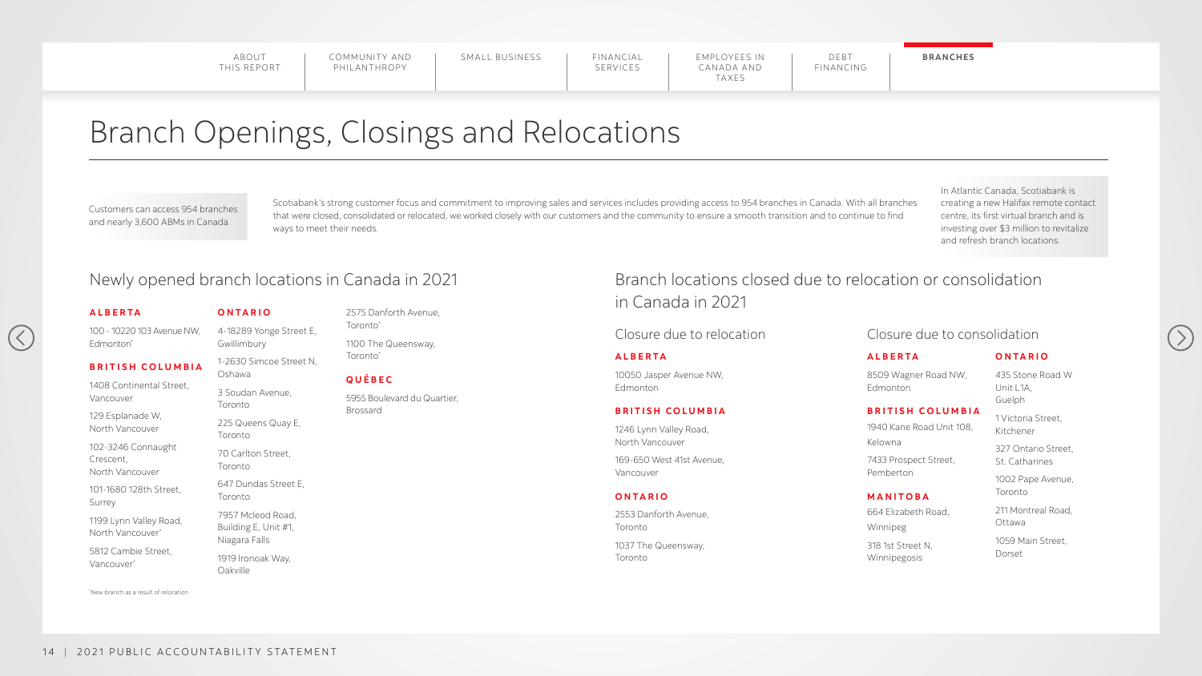# Branch Openings, Closings and Relocations

Customers can access 954 branches and nearly 3,600 ABMs in Canada

Scotiabank's strong customer focus and commitment to improving sales and services includes providing access to 954 branches in Canada. With all branches that were closed, consolidated or relocated, we worked closely with our customers and the community to ensure a smooth transition and to continue to find ways to meet their needs.

In Atlantic Canada, Scotiabank is creating a new Halifax remote contact centre, its first virtual branch and is investing over $3 million to revitalize and refresh branch locations.

## Newly opened branch locations in Canada in 2021

**ALBERTA**

100 - 10220 103 Avenue NW, Edmonton*

**BRITISH COLUMBIA**

1408 Continental Street, Vancouver

129 Esplanade W, North Vancouver

102-3246 Connaught Crescent, North Vancouver

101-1680 128th Street, Surrey

1199 Lynn Valley Road, North Vancouver*

5812 Cambie Street, Vancouver*

**ONTARIO**

4-18289 Yonge Street E, Gwillimbury

1-2630 Simcoe Street N, Oshawa

3 Soudan Avenue, Toronto

225 Queens Quay E, Toronto

70 Carlton Street, Toronto

647 Dundas Street E, Toronto

7957 Mcleod Road, Building E, Unit #1, Niagara Falls

1919 Ironoak Way, Oakville

2575 Danforth Avenue, Toronto*

1100 The Queensway, Toronto*

**QUÉBEC**

5955 Boulevard du Quartier, Brossard

*New branch as a result of relocation

## Branch locations closed due to relocation or consolidation in Canada in 2021

### Closure due to relocation

**ALBERTA**

10050 Jasper Avenue NW, Edmonton

**BRITISH COLUMBIA**

1246 Lynn Valley Road, North Vancouver

169-650 West 41st Avenue, Vancouver

**ONTARIO**

2553 Danforth Avenue, Toronto

1037 The Queensway, Toronto

### Closure due to consolidation

**ALBERTA**

8509 Wagner Road NW, Edmonton

**BRITISH COLUMBIA**

1940 Kane Road Unit 108, Kelowna

7433 Prospect Street, Pemberton

**MANITOBA**

664 Elizabeth Road, Winnipeg

318 1st Street N, Winnipegosis

**ONTARIO**

435 Stone Road W Unit L1A, Guelph

1 Victoria Street, Kitchener

327 Ontario Street, St. Catharines

1002 Pape Avenue, Toronto

211 Montreal Road, Ottawa

1059 Main Street, Dorset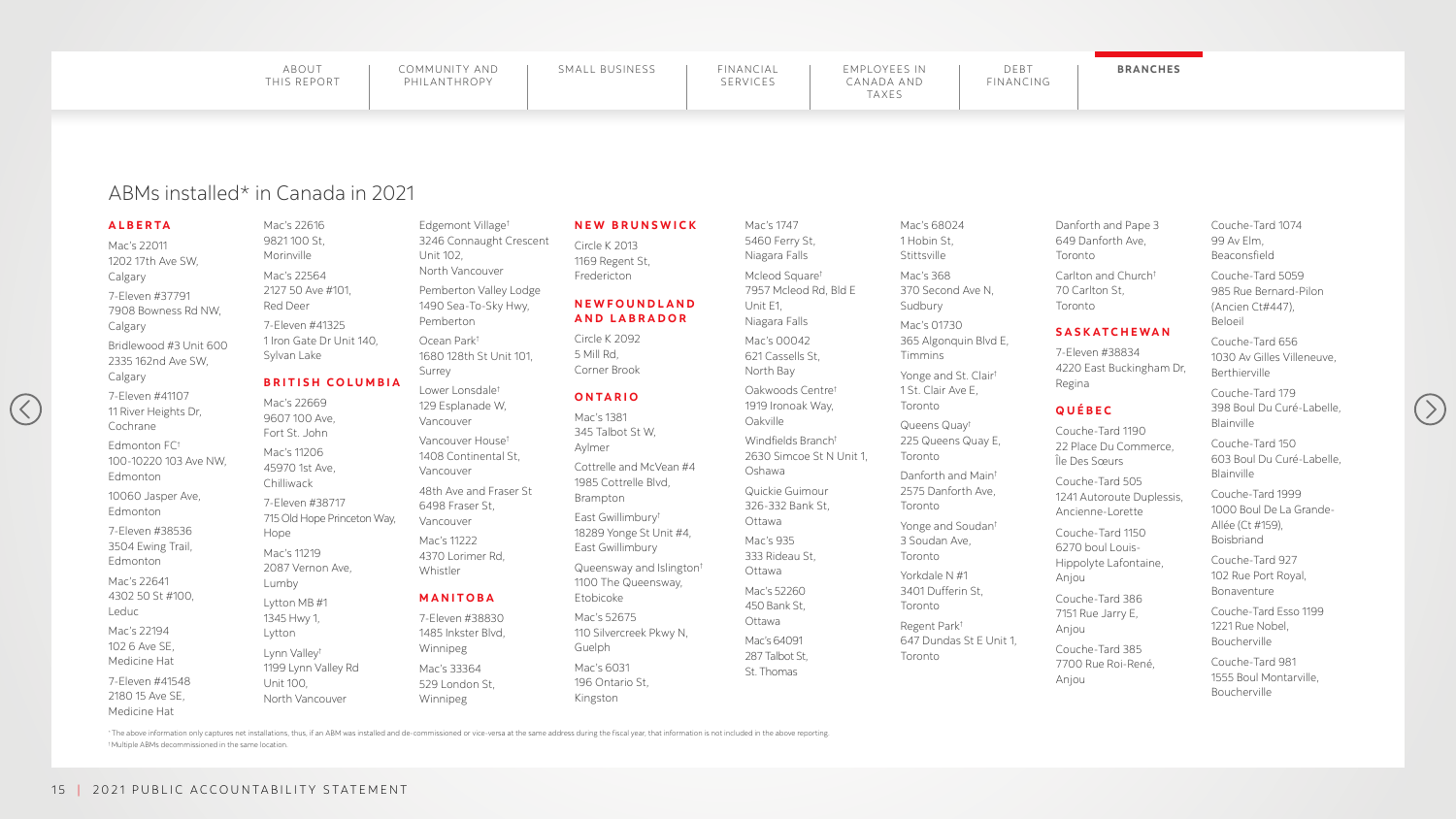## ABMs installed* in Canada in 2021

### ALBERTA

Mac's 22011
1202 17th Ave SW,
Calgary

7-Eleven #37791
7908 Bowness Rd NW,
Calgary

Bridlewood #3 Unit 600
2335 162nd Ave SW,
Calgary

7-Eleven #41107
11 River Heights Dr,
Cochrane

Edmonton FC†
100-10220 103 Ave NW,
Edmonton

10060 Jasper Ave,
Edmonton

7-Eleven #38536
3504 Ewing Trail,
Edmonton

Mac's 22641
4302 50 St #100,
Leduc

Mac's 22194
102 6 Ave SE,
Medicine Hat

7-Eleven #41548
2180 15 Ave SE,
Medicine Hat

Mac's 22616
9821 100 St,
Morinville

Mac's 22564
2127 50 Ave #101,
Red Deer

7-Eleven #41325
1 Iron Gate Dr Unit 140,
Sylvan Lake

### BRITISH COLUMBIA

Mac's 22669
9607 100 Ave,
Fort St. John

Mac's 11206
45970 1st Ave,
Chilliwack

7-Eleven #38717
715 Old Hope Princeton Way,
Hope

Mac's 11219
2087 Vernon Ave,
Lumby

Lytton MB #1
1345 Hwy 1,
Lytton

Lynn Valley†
1199 Lynn Valley Rd
Unit 100,
North Vancouver

Edgemont Village†
3246 Connaught Crescent
Unit 102,
North Vancouver

Pemberton Valley Lodge
1490 Sea-To-Sky Hwy,
Pemberton

Ocean Park†
1680 128th St Unit 101,
Surrey

Lower Lonsdale†
129 Esplanade W,
Vancouver

Vancouver House†
1408 Continental St,
Vancouver

48th Ave and Fraser St
6498 Fraser St,
Vancouver

Mac's 11222
4370 Lorimer Rd,
Whistler

### MANITOBA

7-Eleven #38830
1485 Inkster Blvd,
Winnipeg

Mac's 33364
529 London St,
Winnipeg

### NEW BRUNSWICK

Circle K 2013
1169 Regent St,
Fredericton

### NEWFOUNDLAND AND LABRADOR

Circle K 2092
5 Mill Rd,
Corner Brook

### ONTARIO

Mac's 1381
345 Talbot St W,
Aylmer

Cottrelle and McVean #4
1985 Cottrelle Blvd,
Brampton

East Gwillimbury†
18289 Yonge St Unit #4,
East Gwillimbury

Queensway and Islington†
1100 The Queensway,
Etobicoke

Mac's 52675
110 Silvercreek Pkwy N,
Guelph

Mac's 6031
196 Ontario St,
Kingston

Mac's 1747
5460 Ferry St,
Niagara Falls

Mcleod Square†
7957 Mcleod Rd, Bld E
Unit E1,
Niagara Falls

Mac's 00042
621 Cassells St,
North Bay

Oakwoods Centre†
1919 Ironoak Way,
Oakville

Windfields Branch†
2630 Simcoe St N Unit 1,
Oshawa

Quickie Guimour
326-332 Bank St,
Ottawa

Mac's 935
333 Rideau St,
Ottawa

Mac's 52260
450 Bank St,
Ottawa

Mac's 64091
287 Talbot St,
St. Thomas

Mac's 68024
1 Hobin St,
Stittsville

Mac's 368
370 Second Ave N,
Sudbury

Mac's 01730
365 Algonquin Blvd E,
Timmins

Yonge and St. Clair†
1 St. Clair Ave E,
Toronto

Queens Quay†
225 Queens Quay E,
Toronto

Danforth and Main†
2575 Danforth Ave,
Toronto

Yonge and Soudan†
3 Soudan Ave,
Toronto

Yorkdale N #1
3401 Dufferin St,
Toronto

Regent Park†
647 Dundas St E Unit 1,
Toronto

Danforth and Pape 3
649 Danforth Ave,
Toronto

Carlton and Church†
70 Carlton St,
Toronto

### SASKATCHEWAN

7-Eleven #38834
4220 East Buckingham Dr,
Regina

### QUÉBEC

Couche-Tard 1190
22 Place Du Commerce,
Île Des Sœurs

Couche-Tard 505
1241 Autoroute Duplessis,
Ancienne-Lorette

Couche-Tard 1150
6270 boul Louis-Hippolyte Lafontaine,
Anjou

Couche-Tard 386
7151 Rue Jarry E,
Anjou

Couche-Tard 385
7700 Rue Roi-René,
Anjou

Couche-Tard 1074
99 Av Elm,
Beaconsfield

Couche-Tard 5059
985 Rue Bernard-Pilon
(Ancien Ct#447),
Beloeil

Couche-Tard 656
1030 Av Gilles Villeneuve,
Berthierville

Couche-Tard 179
398 Boul Du Curé-Labelle,
Blainville

Couche-Tard 150
603 Boul Du Curé-Labelle,
Blainville

Couche-Tard 1999
1000 Boul De La Grande-Allée (Ct #159),
Boisbriand

Couche-Tard 927
102 Rue Port Royal,
Bonaventure

Couche-Tard Esso 1199
1221 Rue Nobel,
Boucherville

Couche-Tard 981
1555 Boul Montarville,
Boucherville

* The above information only captures net installations, thus, if an ABM was installed and de-commissioned or vice-versa at the same address during the fiscal year, that information is not included in the above reporting.
† Multiple ABMs decommissioned in the same location.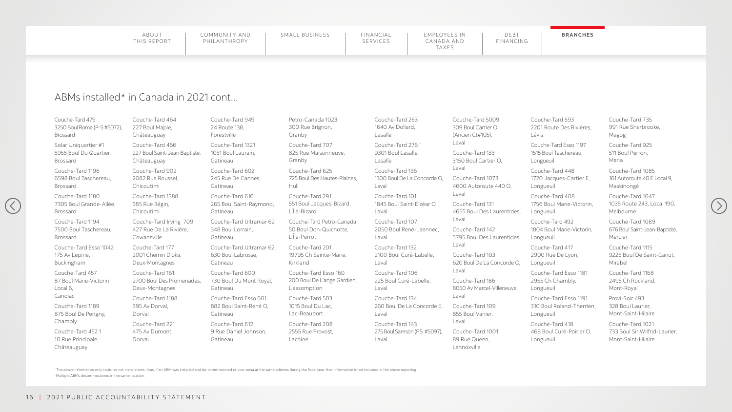## ABMs installed* in Canada in 2021 cont...

Couche-Tard 479
3250 Boul Rome (P-S #5072),
Brossard

Solar Uniquartier #1
5955 Boul Du Quartier,
Brossard

Couche-Tard 1196
6598 Boul Taschereau,
Brossard

Couche-Tard 1180
7305 Boul Grande-Allée,
Brossard

Couche-Tard 1194
7500 Boul Taschereau,
Brossard

Couche-Tard Esso 1042
175 Av Lepine,
Buckingham

Couche-Tard 457
87 Boul Marie-Victorin
Local 6,
Candiac

Couche-Tard 1189
875 Boul De Perigny,
Chambly

Couche-Tard 452 1
10 Rue Principale,
Châteauguay

Couche-Tard 464
227 Boul Maple,
Châteauguay

Couche-Tard 466
227 Boul Saint-Jean Baptiste,
Châteauguay

Couche-Tard 902
2082 Rue Roussel,
Chicoutimi

Couche-Tard 1388
585 Rue Bégin,
Chicoutimi

Couche-Tard Irving 709
427 Rue De La Rivière,
Cowansville

Couche-Tard 177
2001 Chemin D'oka,
Deux-Montagnes

Couche-Tard 161
2700 Boul Des Promenades,
Deux-Montagnes

Couche-Tard 1188
395 Av Dorval,
Dorval

Couche-Tard 221
475 Av Dumont,
Dorval

Couche-Tard 949
24 Route 138,
Forestville

Couche-Tard 1321
1051 Boul Laurain,
Gatineau

Couche-Tard 602
245 Rue De Cannes,
Gatineau

Couche-Tard 616
265 Boul Saint-Raymond,
Gatineau

Couche-Tard Ultramar 62
348 Boul Lorrain,
Gatineau

Couche-Tard Ultramar 62
630 Boul Labrosse,
Gatineau

Couche-Tard 600
730 Boul Du Mont Royal,
Gatineau

Couche-Tard Esso 601
882 Boul Saint-René O,
Gatineau

Couche-Tard 612
9 Rue Daniel Johnson,
Gatineau

Petro-Canada 1023
300 Rue Brignon,
Granby

Couche-Tard 707
825 Rue Maisonneuve,
Granby

Couche-Tard 625
725 Boul Des Hautes-Plaines,
Hull

Couche-Tard 291
551 Boul Jacques-Bizard,
L'Île-Bizard

Couche-Tard Petro-Canada
50 Boul Don-Quichotte,
L'Île-Perrot

Couche-Tard 201
19795 Ch Sainte-Marie,
Kirkland

Couche-Tard Esso 160
200 Boul De L'ange Gardien,
L'assomption

Couche-Tard 503
1015 Boul Du Lac,
Lac-Beauport

Couche-Tard 208
2555 Rue Provost,
Lachine

Couche-Tard 263
1640 Av Dollard,
Lasalle

Couche-Tard 276 †
9301 Boul Lasalle,
Lasalle

Couche-Tard 136
1300 Boul De La Concorde O,
Laval

Couche-Tard 101
1845 Boul Saint-Elzéar O,
Laval

Couche-Tard 107
2050 Boul René-Laennec,
Laval

Couche-Tard 132
2100 Boul Curé-Labelle,
Laval

Couche-Tard 106
225 Boul Curé-Labelle,
Laval

Couche-Tard 134
260 Boul De La Concorde E,
Laval

Couche-Tard 143
275 Boul Samson (P.S. #5097),
Laval

Couche-Tard 5009
309 Boul Cartier O
(Ancien Ct#105),
Laval

Couche-Tard 133
3150 Boul Cartier O,
Laval

Couche-Tard 1073
4600 Autoroute 440 O,
Laval

Couche-Tard 131
4655 Boul Des Laurentides,
Laval

Couche-Tard 142
5795 Boul Des Laurentides,
Laval

Couche-Tard 103
620 Boul De La Concorde O,
Laval

Couche-Tard 186
8050 Av Marcel-Villeneuve,
Laval

Couche-Tard 109
855 Boul Vanier,
Laval

Couche-Tard 1001
89 Rue Queen,
Lennoxville

Couche-Tard 593
2201 Route Des Rivières,
Lévis

Couche-Tard Esso 1197
1515 Boul Taschereau,
Longueuil

Couche-Tard 448
1720 Jacques-Cartier E,
Longueuil

Couche-Tard 408
1756 Boul Marie-Victorin,
Longueuil

Couche-Tard 492
1804 Boul Marie-Victorin,
Longueuil

Couche-Tard 417
2900 Rue De Lyon,
Longueuil

Couche-Tard Esso 1181
2955 Ch Chambly,
Longueuil

Couche-Tard Esso 1191
310 Boul Roland-Therrien,
Longueuil

Couche-Tard 418
468 Boul Curé-Poirier O,
Longueuil

Couche-Tard 735
991 Rue Sherbrooke,
Magog

Couche-Tard 925
511 Boul Perron,
Maria

Couche-Tard 1085
161 Autoroute 40 E Local 9,
Maskinongé

Couche-Tard 1047
1035 Route 243, Local 190,
Melbourne

Couche-Tard 1089
676 Boul Saint-Jean-Baptiste,
Mercier

Couche-Tard 1115
9225 Boul De Saint-Canut,
Mirabel

Couche-Tard 1168
2495 Ch Rockland,
Mont-Royal

Provi-Soir 493
328 Boul Laurier,
Mont-Saint-Hilaire

Couche-Tard 1021
733 Boul Sir Wilfrid-Laurier,
Mont-Saint-Hilaire

* The above information only captures net installations, thus, if an ABM was installed and de-commissioned or vice-versa at the same address during the fiscal year, that information is not included in the above reporting.
† Multiple ABMs decommissioned in the same location.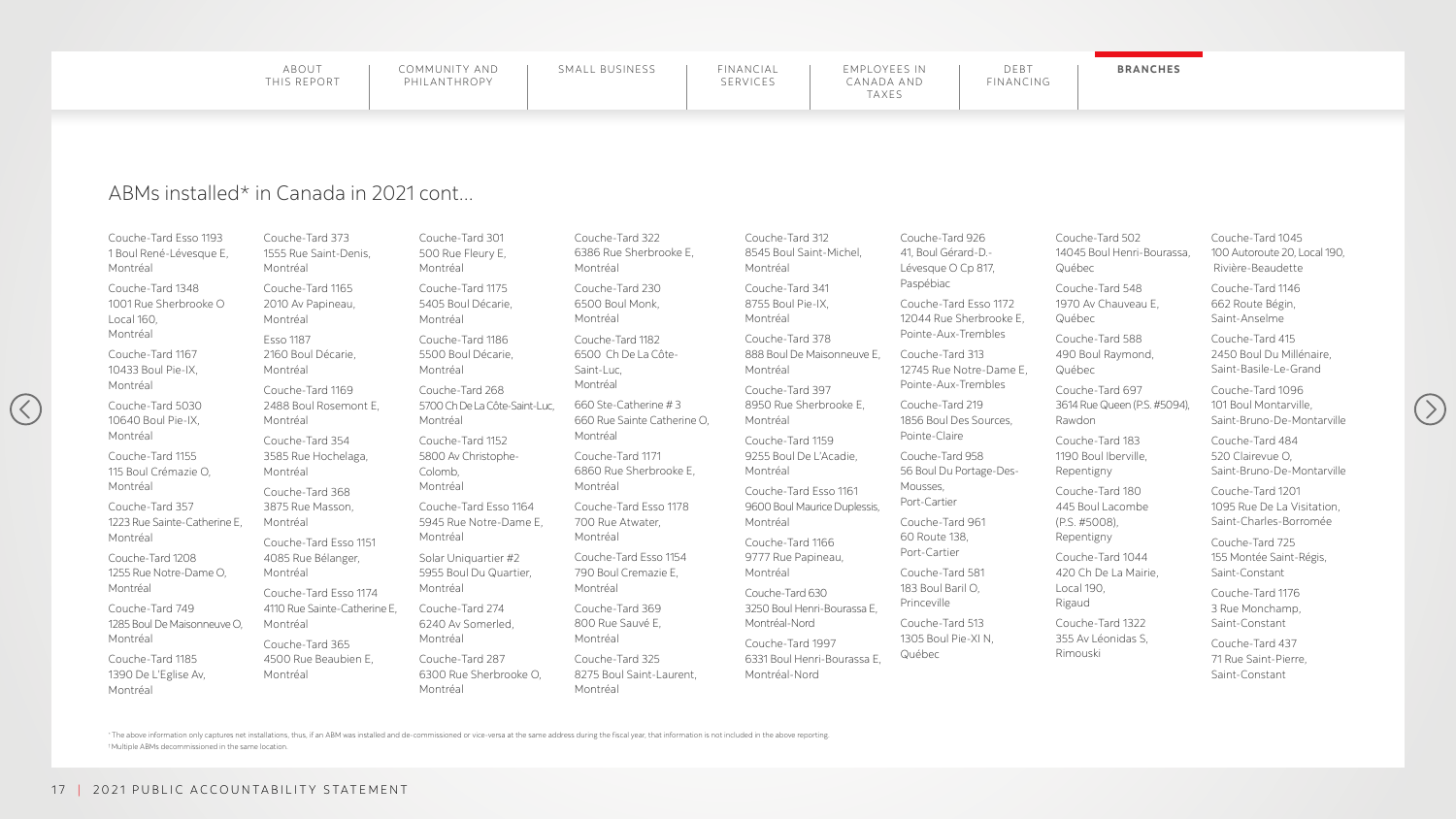## ABMs installed* in Canada in 2021 cont...

Couche-Tard Esso 1193
1 Boul René-Lévesque E,
Montréal

Couche-Tard 1348
1001 Rue Sherbrooke O
Local 160,
Montréal

Couche-Tard 1167
10433 Boul Pie-IX,
Montréal

Couche-Tard 5030
10640 Boul Pie-IX,
Montréal

Couche-Tard 1155
115 Boul Crémazie O,
Montréal

Couche-Tard 357
1223 Rue Sainte-Catherine E,
Montréal

Couche-Tard 1208
1255 Rue Notre-Dame O,
Montréal

Couche-Tard 749
1285 Boul De Maisonneuve O,
Montréal

Couche-Tard 1185
1390 De L'Eglise Av,
Montréal

Couche-Tard 373
1555 Rue Saint-Denis,
Montréal

Couche-Tard 1165
2010 Av Papineau,
Montréal

Esso 1187
2160 Boul Décarie,
Montréal

Couche-Tard 1169
2488 Boul Rosemont E,
Montréal

Couche-Tard 354
3585 Rue Hochelaga,
Montréal

Couche-Tard 368
3875 Rue Masson,
Montréal

Couche-Tard Esso 1151
4085 Rue Bélanger,
Montréal

Couche-Tard Esso 1174
4110 Rue Sainte-Catherine E,
Montréal

Couche-Tard 365
4500 Rue Beaubien E,
Montréal

Couche-Tard 301
500 Rue Fleury E,
Montréal

Couche-Tard 1175
5405 Boul Décarie,
Montréal

Couche-Tard 1186
5500 Boul Décarie,
Montréal

Couche-Tard 268
5700 Ch De La Côte-Saint-Luc,
Montréal

Couche-Tard 1152
5800 Av Christophe-Colomb,
Montréal

Couche-Tard Esso 1164
5945 Rue Notre-Dame E,
Montréal

Solar Uniquartier #2
5955 Boul Du Quartier,
Montréal

Couche-Tard 274
6240 Av Somerled,
Montréal

Couche-Tard 287
6300 Rue Sherbrooke O,
Montréal

Couche-Tard 322
6386 Rue Sherbrooke E,
Montréal

Couche-Tard 230
6500 Boul Monk,
Montréal

Couche-Tard 1182
6500 Ch De La Côte-Saint-Luc,
Montréal

660 Ste-Catherine # 3
660 Rue Sainte Catherine O,
Montréal

Couche-Tard 1171
6860 Rue Sherbrooke E,
Montréal

Couche-Tard Esso 1178
700 Rue Atwater,
Montréal

Couche-Tard Esso 1154
790 Boul Cremazie E,
Montréal

Couche-Tard 369
800 Rue Sauvé E,
Montréal

Couche-Tard 325
8275 Boul Saint-Laurent,
Montréal

Couche-Tard 312
8545 Boul Saint-Michel,
Montréal

Couche-Tard 341
8755 Boul Pie-IX,
Montréal

Couche-Tard 378
888 Boul De Maisonneuve E,
Montréal

Couche-Tard 397
8950 Rue Sherbrooke E,
Montréal

Couche-Tard 1159
9255 Boul De L'Acadie,
Montréal

Couche-Tard Esso 1161
9600 Boul Maurice Duplessis,
Montréal

Couche-Tard 1166
9777 Rue Papineau,
Montréal

Couche-Tard 630
3250 Boul Henri-Bourassa E,
Montréal-Nord

Couche-Tard 1997
6331 Boul Henri-Bourassa E,
Montréal-Nord

Couche-Tard 926
41, Boul Gérard-D.-Lévesque O Cp 817,
Paspébiac

Couche-Tard Esso 1172
12044 Rue Sherbrooke E,
Pointe-Aux-Trembles

Couche-Tard 313
12745 Rue Notre-Dame E,
Pointe-Aux-Trembles

Couche-Tard 219
1856 Boul Des Sources,
Pointe-Claire

Couche-Tard 958
56 Boul Du Portage-Des-Mousses,
Port-Cartier

Couche-Tard 961
60 Route 138,
Port-Cartier

Couche-Tard 581
183 Boul Baril O,
Princeville

Couche-Tard 513
1305 Boul Pie-XI N,
Québec

Couche-Tard 502
14045 Boul Henri-Bourassa,
Québec

Couche-Tard 548
1970 Av Chauveau E,
Québec

Couche-Tard 588
490 Boul Raymond,
Québec

Couche-Tard 697
3614 Rue Queen (P.S. #5094),
Rawdon

Couche-Tard 183
1190 Boul Iberville,
Repentigny

Couche-Tard 180
445 Boul Lacombe
(P.S. #5008),
Repentigny

Couche-Tard 1044
420 Ch De La Mairie,
Local 190,
Rigaud

Couche-Tard 1322
355 Av Léonidas S,
Rimouski

Couche-Tard 1045
100 Autoroute 20, Local 190,
Rivière-Beaudette

Couche-Tard 1146
662 Route Bégin,
Saint-Anselme

Couche-Tard 415
2450 Boul Du Millénaire,
Saint-Basile-Le-Grand

Couche-Tard 1096
101 Boul Montarville,
Saint-Bruno-De-Montarville

Couche-Tard 484
520 Clairevue O,
Saint-Bruno-De-Montarville

Couche-Tard 1201
1095 Rue De La Visitation,
Saint-Charles-Borromée

Couche-Tard 725
155 Montée Saint-Régis,
Saint-Constant

Couche-Tard 1176
3 Rue Monchamp,
Saint-Constant

Couche-Tard 437
71 Rue Saint-Pierre,
Saint-Constant

*The above information only captures net installations, thus, if an ABM was installed and de-commissioned or vice-versa at the same address during the fiscal year, that information is not included in the above reporting.
[1]Multiple ABMs decommissioned in the same location.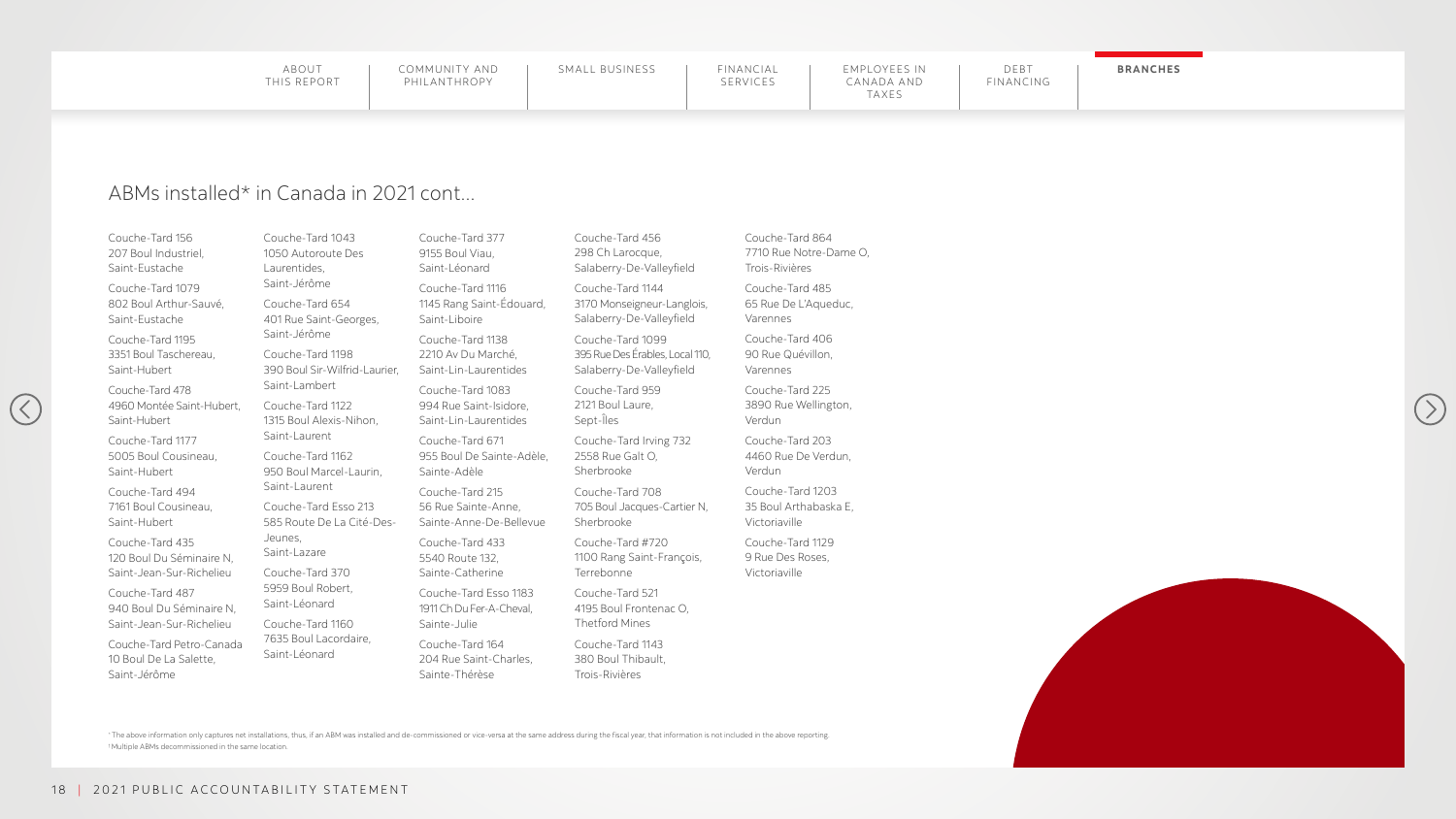## ABMs installed* in Canada in 2021 cont...

Couche-Tard 156
207 Boul Industriel,
Saint-Eustache

Couche-Tard 1079
802 Boul Arthur-Sauvé,
Saint-Eustache

Couche-Tard 1195
3351 Boul Taschereau,
Saint-Hubert

Couche-Tard 478
4960 Montée Saint-Hubert,
Saint-Hubert

Couche-Tard 1177
5005 Boul Cousineau,
Saint-Hubert

Couche-Tard 494
7161 Boul Cousineau,
Saint-Hubert

Couche-Tard 435
120 Boul Du Séminaire N,
Saint-Jean-Sur-Richelieu

Couche-Tard 487
940 Boul Du Séminaire N,
Saint-Jean-Sur-Richelieu

Couche-Tard Petro-Canada
10 Boul De La Salette,
Saint-Jérôme

Couche-Tard 1043
1050 Autoroute Des Laurentides,
Saint-Jérôme

Couche-Tard 654
401 Rue Saint-Georges,
Saint-Jérôme

Couche-Tard 1198
390 Boul Sir-Wilfrid-Laurier,
Saint-Lambert

Couche-Tard 1122
1315 Boul Alexis-Nihon,
Saint-Laurent

Couche-Tard 1162
950 Boul Marcel-Laurin,
Saint-Laurent

Couche-Tard Esso 213
585 Route De La Cité-Des-Jeunes,
Saint-Lazare

Couche-Tard 370
5959 Boul Robert,
Saint-Léonard

Couche-Tard 1160
7635 Boul Lacordaire,
Saint-Léonard

Couche-Tard 377
9155 Boul Viau,
Saint-Léonard

Couche-Tard 1116
1145 Rang Saint-Édouard,
Saint-Liboire

Couche-Tard 1138
2210 Av Du Marché,
Saint-Lin-Laurentides

Couche-Tard 1083
994 Rue Saint-Isidore,
Saint-Lin-Laurentides

Couche-Tard 671
955 Boul De Sainte-Adèle,
Sainte-Adèle

Couche-Tard 215
56 Rue Sainte-Anne,
Sainte-Anne-De-Bellevue

Couche-Tard 433
5540 Route 132,
Sainte-Catherine

Couche-Tard Esso 1183
1911 Ch Du Fer-A-Cheval,
Sainte-Julie

Couche-Tard 164
204 Rue Saint-Charles,
Sainte-Thérèse

Couche-Tard 456
298 Ch Larocque,
Salaberry-De-Valleyfield

Couche-Tard 1144
3170 Monseigneur-Langlois,
Salaberry-De-Valleyfield

Couche-Tard 1099
395 Rue Des Érables, Local 110,
Salaberry-De-Valleyfield

Couche-Tard 959
2121 Boul Laure,
Sept-Îles

Couche-Tard Irving 732
2558 Rue Galt O,
Sherbrooke

Couche-Tard 708
705 Boul Jacques-Cartier N,
Sherbrooke

Couche-Tard #720
1100 Rang Saint-François,
Terrebonne

Couche-Tard 521
4195 Boul Frontenac O,
Thetford Mines

Couche-Tard 1143
380 Boul Thibault,
Trois-Rivières

Couche-Tard 864
7710 Rue Notre-Dame O,
Trois-Rivières

Couche-Tard 485
65 Rue De L'Aqueduc,
Varennes

Couche-Tard 406
90 Rue Quévillon,
Varennes

Couche-Tard 225
3890 Rue Wellington,
Verdun

Couche-Tard 203
4460 Rue De Verdun,
Verdun

Couche-Tard 1203
35 Boul Arthabaska E,
Victoriaville

Couche-Tard 1129
9 Rue Des Roses,
Victoriaville

* The above information only captures net installations, thus, if an ABM was installed and de-commissioned or vice-versa at the same address during the fiscal year, that information is not included in the above reporting.
† Multiple ABMs decommissioned in the same location.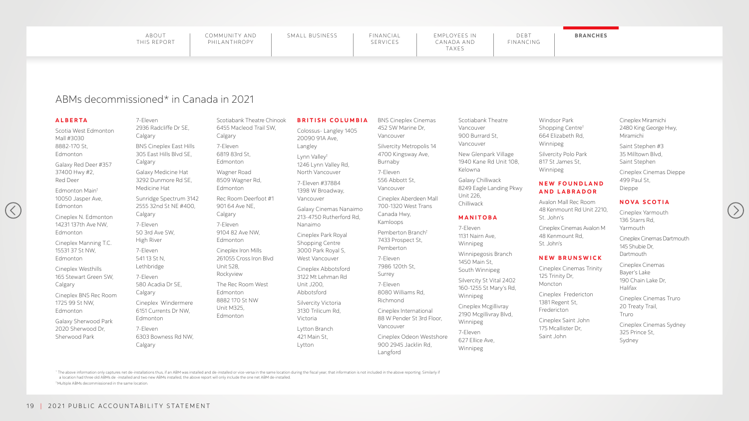# ABMs decommissioned* in Canada in 2021

## ALBERTA

Scotia West Edmonton Mall #3030
8882-170 St,
Edmonton

Galaxy Red Deer #357
37400 Hwy #2,
Red Deer

Edmonton Main[†]
10050 Jasper Ave,
Edmonton

Cineplex N. Edmonton
14231 137th Ave NW,
Edmonton

Cineplex Manning T.C.
15531 37 St NW,
Edmonton

Cineplex Westhills
165 Stewart Green SW,
Calgary

Cineplex BNS Rec Room
1725 99 St NW,
Edmonton

Galaxy Sherwood Park
2020 Sherwood Dr,
Sherwood Park

7-Eleven
2936 Radcliffe Dr SE,
Calgary

BNS Cineplex East Hills
305 East Hills Blvd SE,
Calgary

Galaxy Medicine Hat
3292 Dunmore Rd SE,
Medicine Hat

Sunridge Spectrum 3142
2555 32nd St NE #400,
Calgary

7-Eleven
50 3rd Ave SW,
High River

7-Eleven
541 13 St N,
Lethbridge

7-Eleven
580 Acadia Dr SE,
Calgary

Cineplex Windermere
6151 Currents Dr NW,
Edmonton

7-Eleven
6303 Bowness Rd NW,
Calgary

Scotiabank Theatre Chinook
6455 Macleod Trail SW,
Calgary

7-Eleven
6819 83rd St,
Edmonton

Wagner Road
8509 Wagner Rd,
Edmonton

Rec Room Deerfoot #1
901 64 Ave NE,
Calgary

7-Eleven
9104 82 Ave NW,
Edmonton

Cineplex Iron Mills
261055 Cross Iron Blvd
Unit 528,
Rockyview

The Rec Room West Edmonton
8882 170 St NW
Unit M325,
Edmonton

## BRITISH COLUMBIA

Colossus- Langley 1405
20090 91A Ave,
Langley

Lynn Valley[†]
1246 Lynn Valley Rd,
North Vancouver

7-Eleven #37884
1398 W Broadway,
Vancouver

Galaxy Cinemas Nanaimo
213-4750 Rutherford Rd,
Nanaimo

Cineplex Park Royal Shopping Centre
3000 Park Royal S,
West Vancouver

Cineplex Abbotsford
3122 Mt Lehman Rd
Unit J200,
Abbotsford

Silvercity Victoria
3130 Trilicum Rd,
Victoria

Lytton Branch
421 Main St,
Lytton

BNS Cineplex Cinemas
452 SW Marine Dr,
Vancouver

Silvercity Metropolis 14
4700 Kingsway Ave,
Burnaby

7-Eleven
556 Abbott St,
Vancouver

Cineplex Aberdeen Mall
700-1320 West Trans Canada Hwy,
Kamloops

Pemberton Branch[†]
7433 Prospect St,
Pemberton

7-Eleven
7986 120th St,
Surrey

7-Eleven
8080 Williams Rd,
Richmond

Cineplex International
88 W Pender St 3rd Floor,
Vancouver

Cineplex Odeon Westshore
900 2945 Jacklin Rd,
Langford

Scotiabank Theatre Vancouver
900 Burrard St,
Vancouver

New Glenpark Village
1940 Kane Rd Unit 108,
Kelowna

Galaxy Chilliwack
8249 Eagle Landing Pkwy
Unit 226,
Chilliwack

## MANITOBA

7-Eleven
1131 Nairn Ave,
Winnipeg

Winnipegosis Branch
1450 Main St,
South Winnipeg

Silvercity St Vital 2402
160-1255 St Mary's Rd,
Winnipeg

Cineplex Mcgillivray
2190 Mcgillivray Blvd,
Winnipeg

7-Eleven
627 Ellice Ave,
Winnipeg

Windsor Park Shopping Centre[†]
664 Elizabeth Rd,
Winnipeg

Silvercity Polo Park
817 St James St,
Winnipeg

## NEW FOUNDLAND AND LABRADOR

Avalon Mall Rec Room
48 Kenmount Rd Unit 2210,
St. John's

Cineplex Cinemas Avalon M
48 Kenmount Rd,
St. John's

## NEW BRUNSWICK

Cineplex Cinemas Trinity
125 Trinity Dr,
Moncton

Cineplex Fredericton
1381 Regent St,
Fredericton

Cineplex Saint John
175 Mcallister Dr,
Saint John

Cineplex Miramichi
2480 King George Hwy,
Miramichi

Saint Stephen #3
35 Milltown Blvd,
Saint Stephen

Cineplex Cinemas Dieppe
499 Paul St,
Dieppe

## NOVA SCOTIA

Cineplex Yarmouth
136 Starrs Rd,
Yarmouth

Cineplex Cinemas Dartmouth
145 Shubie Dr,
Dartmouth

Cineplex Cinemas Bayer's Lake
190 Chain Lake Dr,
Halifax

Cineplex Cinemas Truro
20 Treaty Trail,
Truro

Cineplex Cinemas Sydney
325 Prince St,
Sydney

* The above information only captures net de-installations thus, if an ABM was installed and de-installed or vice-versa in the same location during the fiscal year, that information is not included in the above reporting. Similarly if a location had three old ABMs de-installed and two new ABMs installed, the above report will only include the one net ABM de-installed.

† Multiple ABMs decommissioned in the same location.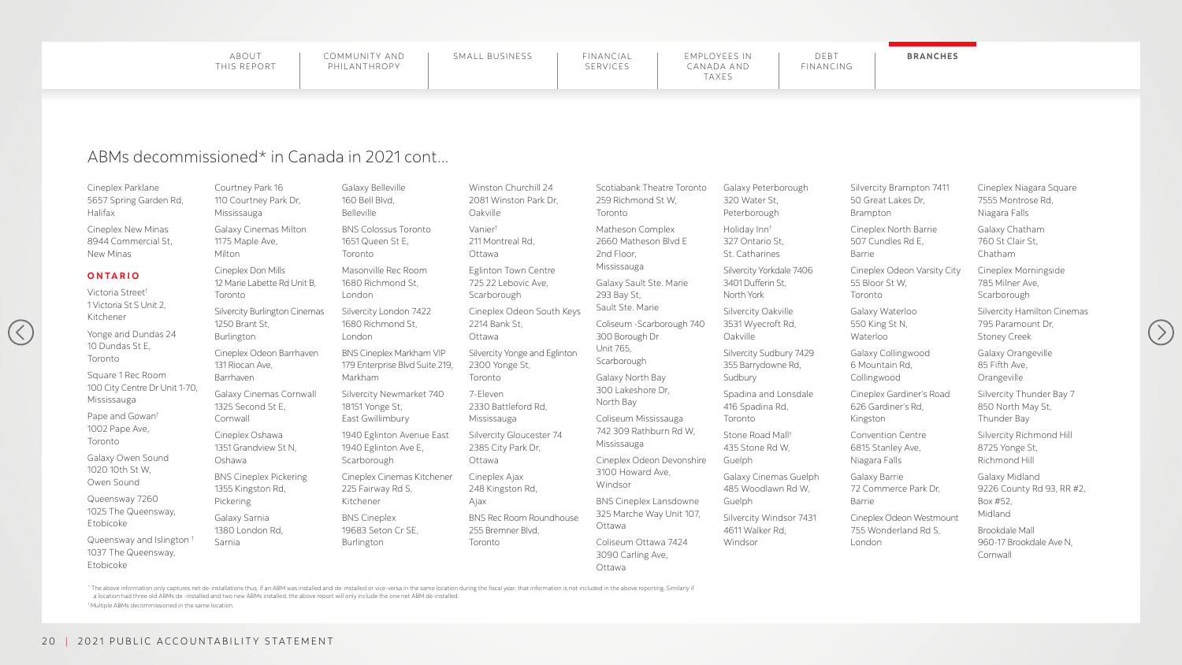## ABMs decommissioned* in Canada in 2021 cont...

Cineplex Parklane
5657 Spring Garden Rd,
Halifax

Cineplex New Minas
8944 Commercial St,
New Minas

**ONTARIO**

Victoria Street†
1 Victoria St S Unit 2,
Kitchener

Yonge and Dundas 24
10 Dundas St E,
Toronto

Square 1 Rec Room
100 City Centre Dr Unit 1-70,
Mississauga

Pape and Gowan†
1002 Pape Ave,
Toronto

Galaxy Owen Sound
1020 10th St W,
Owen Sound

Queensway 7260
1025 The Queensway,
Etobicoke

Queensway and Islington †
1037 The Queensway,
Etobicoke

Courtney Park 16
110 Courtney Park Dr,
Mississauga

Galaxy Cinemas Milton
1175 Maple Ave,
Milton

Cineplex Don Mills
12 Marie Labette Rd Unit B,
Toronto

Silvercity Burlington Cinemas
1250 Brant St,
Burlington

Cineplex Odeon Barrhaven
131 Riocan Ave,
Barrhaven

Galaxy Cinemas Cornwall
1325 Second St E,
Cornwall

Cineplex Oshawa
1351 Grandview St N,
Oshawa

BNS Cineplex Pickering
1355 Kingston Rd,
Pickering

Galaxy Sarnia
1380 London Rd,
Sarnia

Galaxy Belleville
160 Bell Blvd,
Belleville

BNS Colossus Toronto
1651 Queen St E,
Toronto

Masonville Rec Room
1680 Richmond St,
London

Silvercity London 7422
1680 Richmond St,
London

BNS Cineplex Markham VIP
179 Enterprise Blvd Suite 219,
Markham

Silvercity Newmarket 740
18151 Yonge St,
East Gwillimbury

1940 Eglinton Avenue East
1940 Eglinton Ave E,
Scarborough

Cineplex Cinemas Kitchener
225 Fairway Rd S,
Kitchener

BNS Cineplex
19683 Seton Cr SE,
Burlington

Winston Churchill 24
2081 Winston Park Dr,
Oakville

Vanier†
211 Montreal Rd,
Ottawa

Eglinton Town Centre
725 22 Lebovic Ave,
Scarborough

Cineplex Odeon South Keys
2214 Bank St,
Ottawa

Silvercity Yonge and Eglinton
2300 Yonge St,
Toronto

7-Eleven
2330 Battleford Rd,
Mississauga

Silvercity Gloucester 74
2385 City Park Dr,
Ottawa

Cineplex Ajax
248 Kingston Rd,
Ajax

BNS Rec Room Roundhouse
255 Bremner Blvd,
Toronto

Scotiabank Theatre Toronto
259 Richmond St W,
Toronto

Matheson Complex
2660 Matheson Blvd E
2nd Floor,
Mississauga

Galaxy Sault Ste. Marie
293 Bay St,
Sault Ste. Marie

Coliseum -Scarborough 740
300 Borough Dr
Unit 765,
Scarborough

Galaxy North Bay
300 Lakeshore Dr,
North Bay

Coliseum Mississauga
742 309 Rathburn Rd W,
Mississauga

Cineplex Odeon Devonshire
3100 Howard Ave,
Windsor

BNS Cineplex Lansdowne
325 Marche Way Unit 107,
Ottawa

Coliseum Ottawa 7424
3090 Carling Ave,
Ottawa

Galaxy Peterborough
320 Water St,
Peterborough

Holiday Inn†
327 Ontario St,
St. Catharines

Silvercity Yorkdale 7406
3401 Dufferin St,
North York

Silvercity Oakville
3531 Wyecroft Rd,
Oakville

Silvercity Sudbury 7429
355 Barrydowne Rd,
Sudbury

Spadina and Lonsdale
416 Spadina Rd,
Toronto

Stone Road Mall†
435 Stone Rd W,
Guelph

Galaxy Cinemas Guelph
485 Woodlawn Rd W,
Guelph

Silvercity Windsor 7431
4611 Walker Rd,
Windsor

Silvercity Brampton 7411
50 Great Lakes Dr,
Brampton

Cineplex North Barrie
507 Cundles Rd E,
Barrie

Cineplex Odeon Varsity City
55 Bloor St W,
Toronto

Galaxy Waterloo
550 King St N,
Waterloo

Galaxy Collingwood
6 Mountain Rd,
Collingwood

Cineplex Gardiner's Road
626 Gardiner's Rd,
Kingston

Convention Centre
6815 Stanley Ave,
Niagara Falls

Galaxy Barrie
72 Commerce Park Dr,
Barrie

Cineplex Odeon Westmount
755 Wonderland Rd S,
London

Cineplex Niagara Square
7555 Montrose Rd,
Niagara Falls

Galaxy Chatham
760 St Clair St,
Chatham

Cineplex Morningside
785 Milner Ave,
Scarborough

Silvercity Hamilton Cinemas
795 Paramount Dr,
Stoney Creek

Galaxy Orangeville
85 Fifth Ave,
Orangeville

Silvercity Thunder Bay 7
850 North May St,
Thunder Bay

Silvercity Richmond Hill
8725 Yonge St,
Richmond Hill

Galaxy Midland
9226 County Rd 93, RR #2,
Box #52,
Midland

Brookdale Mall
960-17 Brookdale Ave N,
Cornwall

* The above information only captures net de-installations thus, if an ABM was installed and de-installed or vice-versa in the same location during the fiscal year, that information is not included in the above reporting. Similarly if a location had three old ABMs de -installed and two new ABMs installed, the above report will only include the one net ABM de-installed.

† Multiple ABMs decommissioned in the same location.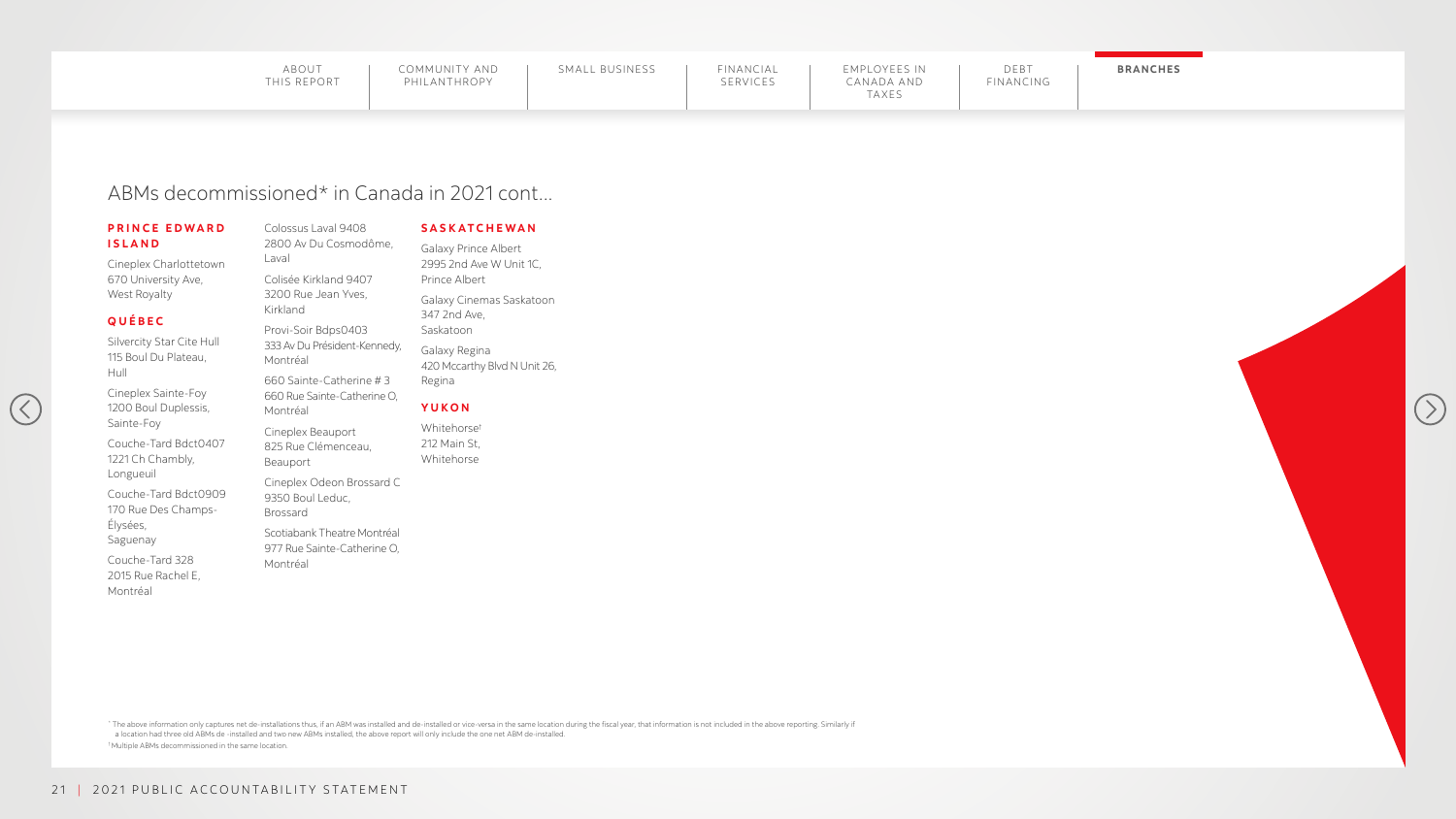# ABMs decommissioned* in Canada in 2021 cont...

## PRINCE EDWARD ISLAND

Cineplex Charlottetown
670 University Ave,
West Royalty

## QUÉBEC

Silvercity Star Cite Hull
115 Boul Du Plateau,
Hull

Cineplex Sainte-Foy
1200 Boul Duplessis,
Sainte-Foy

Couche-Tard Bdct0407
1221 Ch Chambly,
Longueuil

Couche-Tard Bdct0909
170 Rue Des Champs-Élysées,
Saguenay

Couche-Tard 328
2015 Rue Rachel E,
Montréal

Colossus Laval 9408
2800 Av Du Cosmodôme,
Laval

Colisée Kirkland 9407
3200 Rue Jean Yves,
Kirkland

Provi-Soir Bdps0403
333 Av Du Président-Kennedy,
Montréal

660 Sainte-Catherine # 3
660 Rue Sainte-Catherine O,
Montréal

Cineplex Beauport
825 Rue Clémenceau,
Beauport

Cineplex Odeon Brossard C
9350 Boul Leduc,
Brossard

Scotiabank Theatre Montréal
977 Rue Sainte-Catherine O,
Montréal

## SASKATCHEWAN

Galaxy Prince Albert
2995 2nd Ave W Unit 1C,
Prince Albert

Galaxy Cinemas Saskatoon
347 2nd Ave,
Saskatoon

Galaxy Regina
420 Mccarthy Blvd N Unit 26,
Regina

## YUKON

Whitehorse†
212 Main St,
Whitehorse

* The above information only captures net de-installations thus, if an ABM was installed and de-installed or vice-versa in the same location during the fiscal year, that information is not included in the above reporting. Similarly if a location had three old ABMs de -installed and two new ABMs installed, the above report will only include the one net ABM de-installed.

† Multiple ABMs decommissioned in the same location.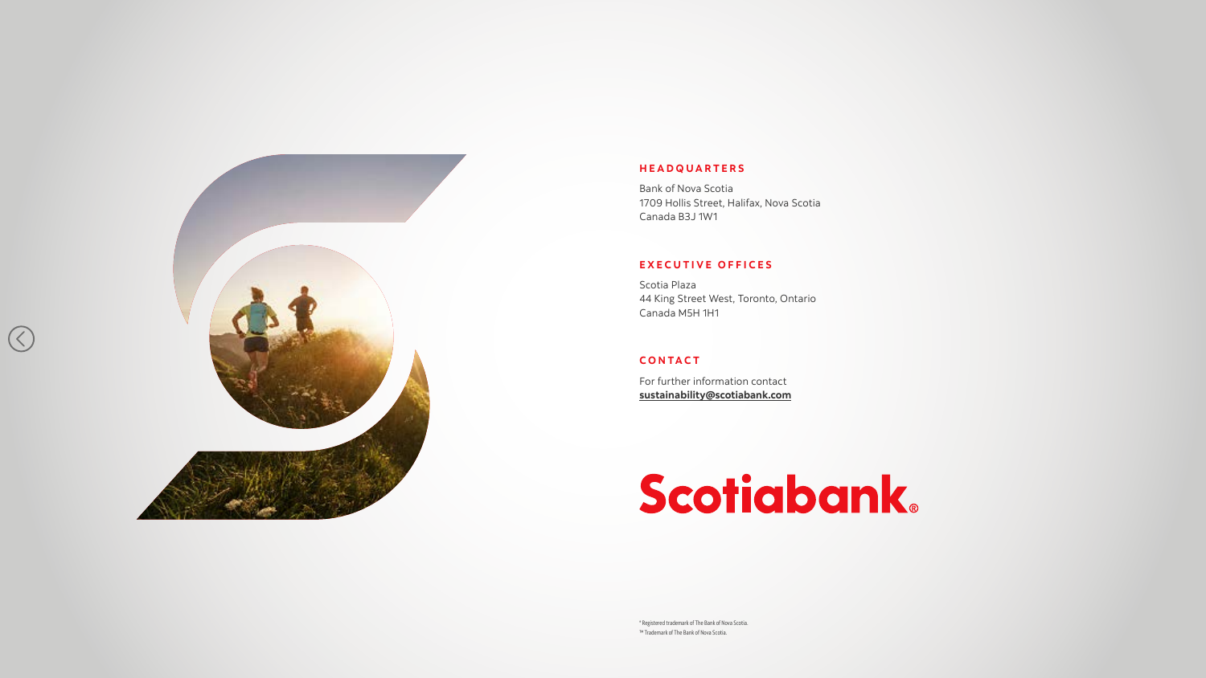## HEADQUARTERS

Bank of Nova Scotia
1709 Hollis Street, Halifax, Nova Scotia
Canada B3J 1W1

## EXECUTIVE OFFICES

Scotia Plaza
44 King Street West, Toronto, Ontario
Canada M5H 1H1

## CONTACT

For further information contact
**sustainability@scotiabank.com**

Scotiabank®

® Registered trademark of The Bank of Nova Scotia.
™ Trademark of The Bank of Nova Scotia.